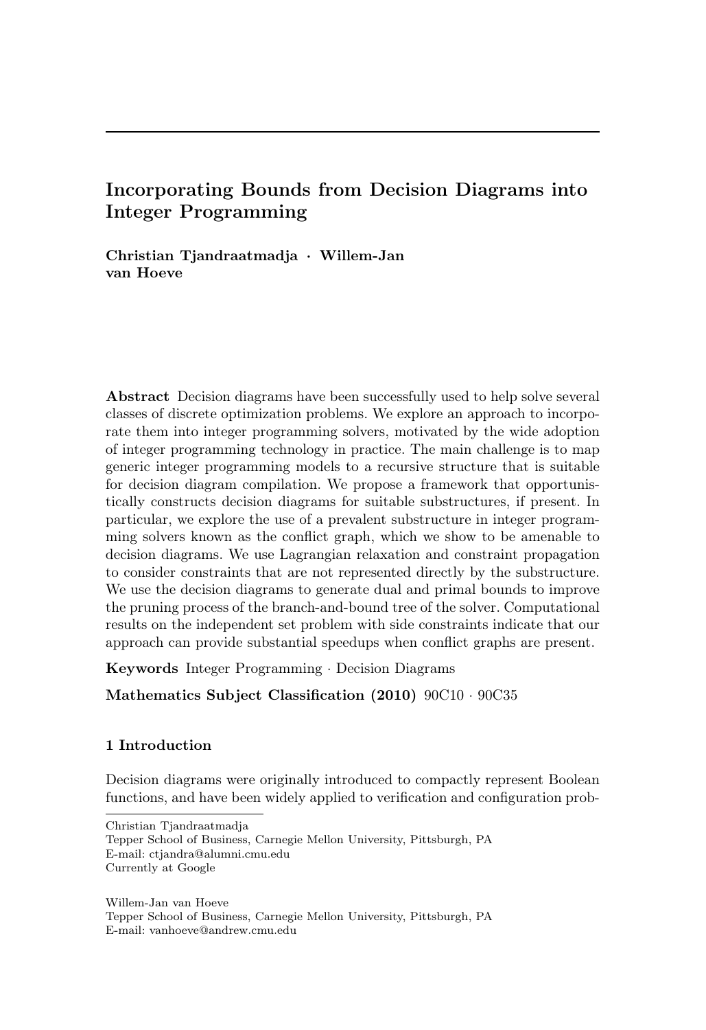# Incorporating Bounds from Decision Diagrams into Integer Programming

**Christian Tjandraatmadja · Willem-Jan van Hoeve**

**Abstract** Decision diagrams have been successfully used to help solve several classes of discrete optimization problems. We explore an approach to incorporate them into integer programming solvers, motivated by the wide adoption of integer programming technology in practice. The main challenge is to map generic integer programming models to a recursive structure that is suitable for decision diagram compilation. We propose a framework that opportunistically constructs decision diagrams for suitable substructures, if present. In particular, we explore the use of a prevalent substructure in integer programming solvers known as the conflict graph, which we show to be amenable to decision diagrams. We use Lagrangian relaxation and constraint propagation to consider constraints that are not represented directly by the substructure. We use the decision diagrams to generate dual and primal bounds to improve the pruning process of the branch-and-bound tree of the solver. Computational results on the independent set problem with side constraints indicate that our approach can provide substantial speedups when conflict graphs are present.

**Keywords** Integer Programming · Decision Diagrams

**Mathematics Subject Classification (2010)** 90C10 · 90C35

## 1 Introduction

Decision diagrams were originally introduced to compactly represent Boolean functions, and have been widely applied to verification and configuration prob-

---

Christian Tjandraatmadja
Tepper School of Business, Carnegie Mellon University, Pittsburgh, PA
E-mail: ctjandra@alumni.cmu.edu
Currently at Google

Willem-Jan van Hoeve
Tepper School of Business, Carnegie Mellon University, Pittsburgh, PA
E-mail: vanhoeve@andrew.cmu.edu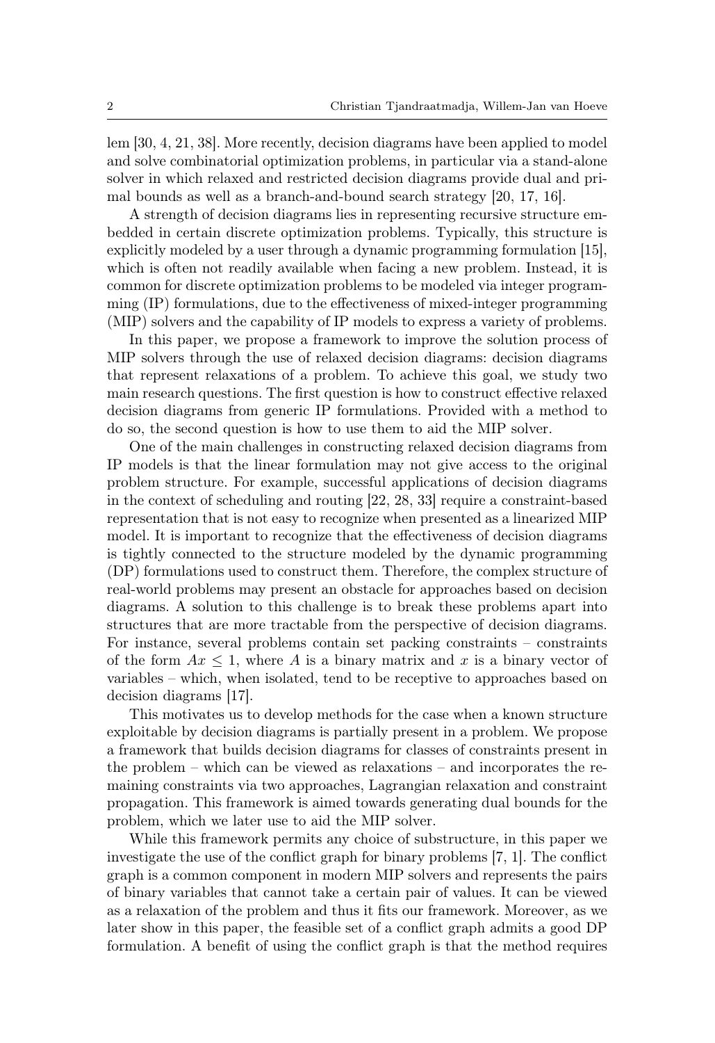lem [30, 4, 21, 38]. More recently, decision diagrams have been applied to model and solve combinatorial optimization problems, in particular via a stand-alone solver in which relaxed and restricted decision diagrams provide dual and primal bounds as well as a branch-and-bound search strategy [20, 17, 16].

A strength of decision diagrams lies in representing recursive structure embedded in certain discrete optimization problems. Typically, this structure is explicitly modeled by a user through a dynamic programming formulation [15], which is often not readily available when facing a new problem. Instead, it is common for discrete optimization problems to be modeled via integer programming (IP) formulations, due to the effectiveness of mixed-integer programming (MIP) solvers and the capability of IP models to express a variety of problems.

In this paper, we propose a framework to improve the solution process of MIP solvers through the use of relaxed decision diagrams: decision diagrams that represent relaxations of a problem. To achieve this goal, we study two main research questions. The first question is how to construct effective relaxed decision diagrams from generic IP formulations. Provided with a method to do so, the second question is how to use them to aid the MIP solver.

One of the main challenges in constructing relaxed decision diagrams from IP models is that the linear formulation may not give access to the original problem structure. For example, successful applications of decision diagrams in the context of scheduling and routing [22, 28, 33] require a constraint-based representation that is not easy to recognize when presented as a linearized MIP model. It is important to recognize that the effectiveness of decision diagrams is tightly connected to the structure modeled by the dynamic programming (DP) formulations used to construct them. Therefore, the complex structure of real-world problems may present an obstacle for approaches based on decision diagrams. A solution to this challenge is to break these problems apart into structures that are more tractable from the perspective of decision diagrams. For instance, several problems contain set packing constraints – constraints of the form $Ax \leq 1$, where $A$ is a binary matrix and $x$ is a binary vector of variables – which, when isolated, tend to be receptive to approaches based on decision diagrams [17].

This motivates us to develop methods for the case when a known structure exploitable by decision diagrams is partially present in a problem. We propose a framework that builds decision diagrams for classes of constraints present in the problem – which can be viewed as relaxations – and incorporates the remaining constraints via two approaches, Lagrangian relaxation and constraint propagation. This framework is aimed towards generating dual bounds for the problem, which we later use to aid the MIP solver.

While this framework permits any choice of substructure, in this paper we investigate the use of the conflict graph for binary problems [7, 1]. The conflict graph is a common component in modern MIP solvers and represents the pairs of binary variables that cannot take a certain pair of values. It can be viewed as a relaxation of the problem and thus it fits our framework. Moreover, as we later show in this paper, the feasible set of a conflict graph admits a good DP formulation. A benefit of using the conflict graph is that the method requires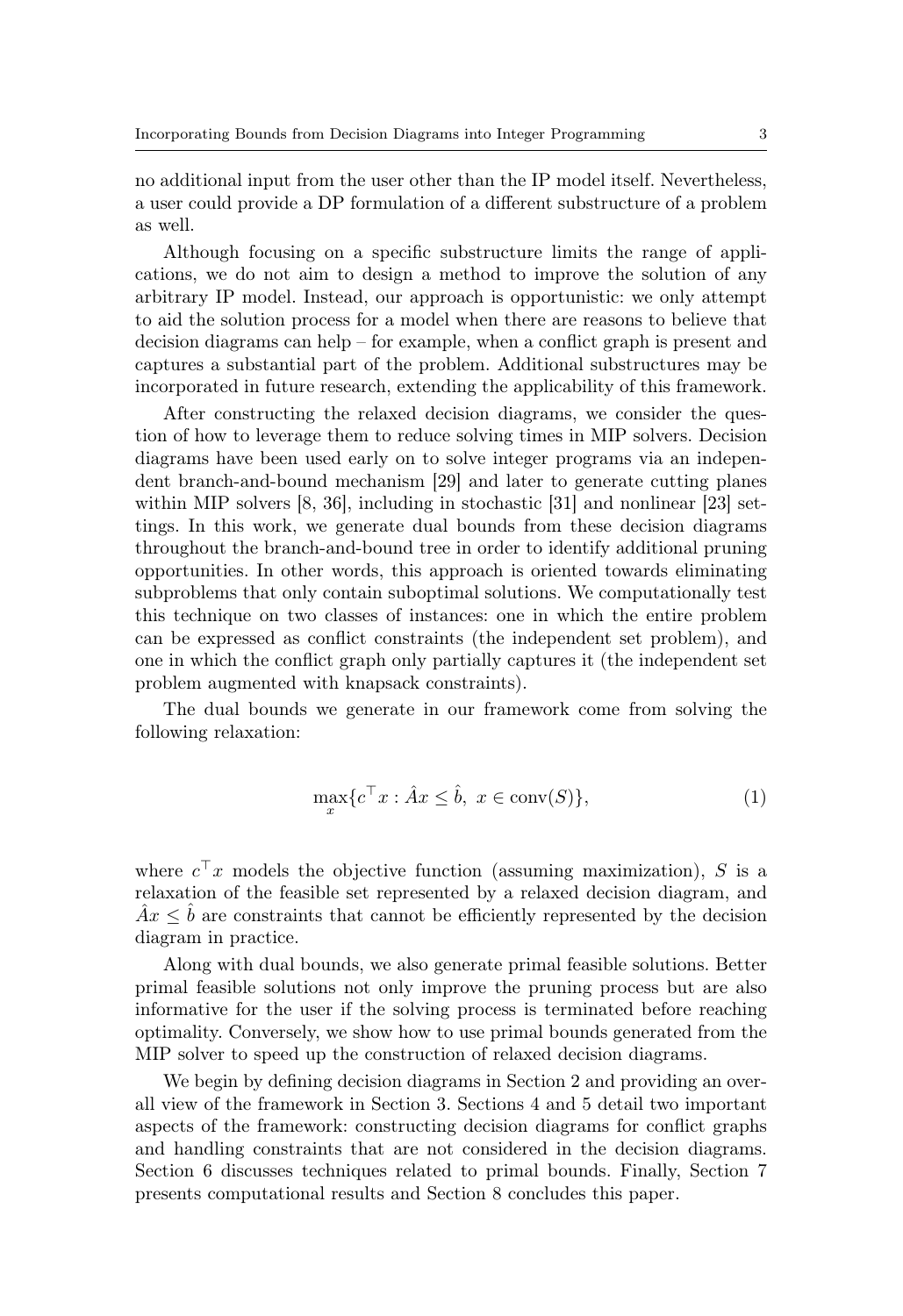no additional input from the user other than the IP model itself. Nevertheless, a user could provide a DP formulation of a different substructure of a problem as well.

Although focusing on a specific substructure limits the range of applications, we do not aim to design a method to improve the solution of any arbitrary IP model. Instead, our approach is opportunistic: we only attempt to aid the solution process for a model when there are reasons to believe that decision diagrams can help – for example, when a conflict graph is present and captures a substantial part of the problem. Additional substructures may be incorporated in future research, extending the applicability of this framework.

After constructing the relaxed decision diagrams, we consider the question of how to leverage them to reduce solving times in MIP solvers. Decision diagrams have been used early on to solve integer programs via an independent branch-and-bound mechanism [29] and later to generate cutting planes within MIP solvers [8, 36], including in stochastic [31] and nonlinear [23] settings. In this work, we generate dual bounds from these decision diagrams throughout the branch-and-bound tree in order to identify additional pruning opportunities. In other words, this approach is oriented towards eliminating subproblems that only contain suboptimal solutions. We computationally test this technique on two classes of instances: one in which the entire problem can be expressed as conflict constraints (the independent set problem), and one in which the conflict graph only partially captures it (the independent set problem augmented with knapsack constraints).

The dual bounds we generate in our framework come from solving the following relaxation:

$$\max_x \{c^\top x : \hat{A}x \leq \hat{b},\ x \in \mathrm{conv}(S)\}, \tag{1}$$

where $c^\top x$ models the objective function (assuming maximization), $S$ is a relaxation of the feasible set represented by a relaxed decision diagram, and $\hat{A}x \leq \hat{b}$ are constraints that cannot be efficiently represented by the decision diagram in practice.

Along with dual bounds, we also generate primal feasible solutions. Better primal feasible solutions not only improve the pruning process but are also informative for the user if the solving process is terminated before reaching optimality. Conversely, we show how to use primal bounds generated from the MIP solver to speed up the construction of relaxed decision diagrams.

We begin by defining decision diagrams in Section 2 and providing an overall view of the framework in Section 3. Sections 4 and 5 detail two important aspects of the framework: constructing decision diagrams for conflict graphs and handling constraints that are not considered in the decision diagrams. Section 6 discusses techniques related to primal bounds. Finally, Section 7 presents computational results and Section 8 concludes this paper.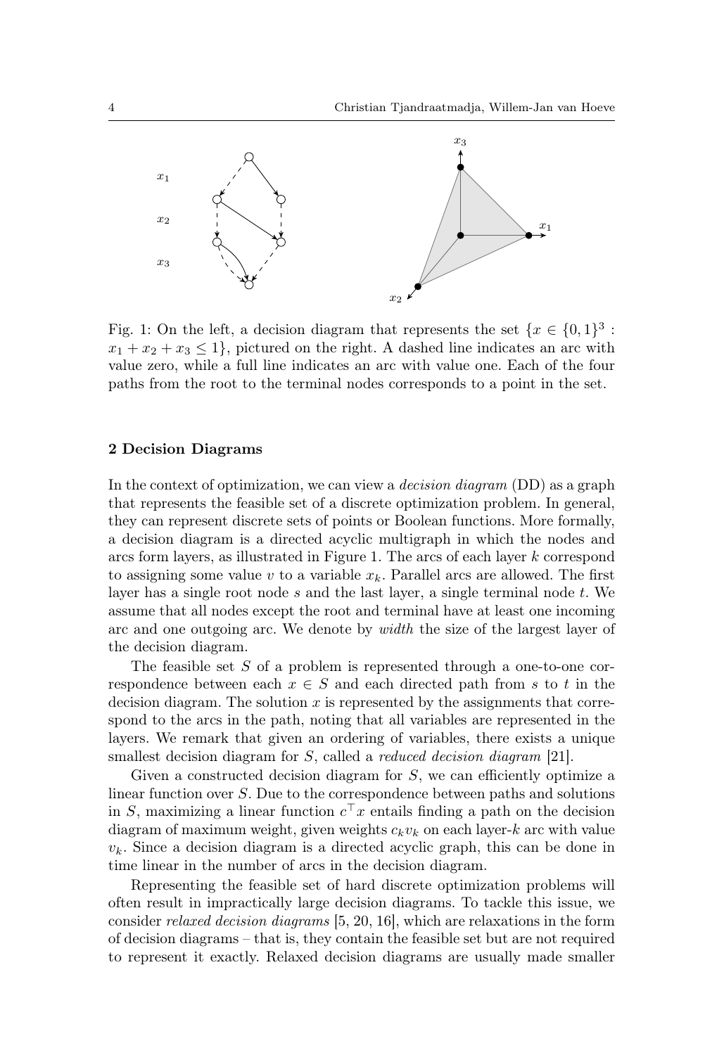Fig. 1: On the left, a decision diagram that represents the set $\{x \in \{0,1\}^3 : x_1 + x_2 + x_3 \leq 1\}$, pictured on the right. A dashed line indicates an arc with value zero, while a full line indicates an arc with value one. Each of the four paths from the root to the terminal nodes corresponds to a point in the set.

## 2 Decision Diagrams

In the context of optimization, we can view a *decision diagram* (DD) as a graph that represents the feasible set of a discrete optimization problem. In general, they can represent discrete sets of points or Boolean functions. More formally, a decision diagram is a directed acyclic multigraph in which the nodes and arcs form layers, as illustrated in Figure 1. The arcs of each layer $k$ correspond to assigning some value $v$ to a variable $x_k$. Parallel arcs are allowed. The first layer has a single root node $s$ and the last layer, a single terminal node $t$. We assume that all nodes except the root and terminal have at least one incoming arc and one outgoing arc. We denote by *width* the size of the largest layer of the decision diagram.

The feasible set $S$ of a problem is represented through a one-to-one correspondence between each $x \in S$ and each directed path from $s$ to $t$ in the decision diagram. The solution $x$ is represented by the assignments that correspond to the arcs in the path, noting that all variables are represented in the layers. We remark that given an ordering of variables, there exists a unique smallest decision diagram for $S$, called a *reduced decision diagram* [21].

Given a constructed decision diagram for $S$, we can efficiently optimize a linear function over $S$. Due to the correspondence between paths and solutions in $S$, maximizing a linear function $c^\top x$ entails finding a path on the decision diagram of maximum weight, given weights $c_k v_k$ on each layer-$k$ arc with value $v_k$. Since a decision diagram is a directed acyclic graph, this can be done in time linear in the number of arcs in the decision diagram.

Representing the feasible set of hard discrete optimization problems will often result in impractically large decision diagrams. To tackle this issue, we consider *relaxed decision diagrams* [5, 20, 16], which are relaxations in the form of decision diagrams – that is, they contain the feasible set but are not required to represent it exactly. Relaxed decision diagrams are usually made smaller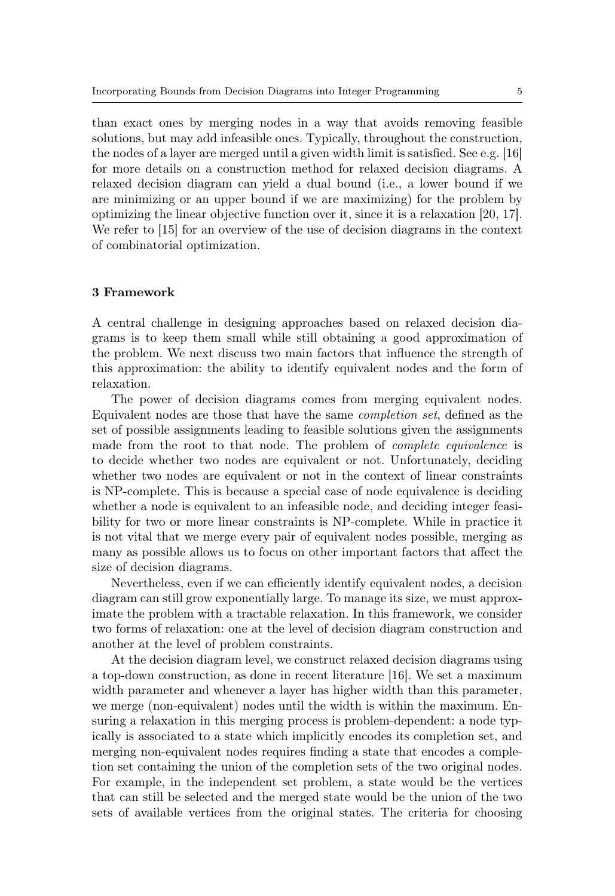than exact ones by merging nodes in a way that avoids removing feasible solutions, but may add infeasible ones. Typically, throughout the construction, the nodes of a layer are merged until a given width limit is satisfied. See e.g. [16] for more details on a construction method for relaxed decision diagrams. A relaxed decision diagram can yield a dual bound (i.e., a lower bound if we are minimizing or an upper bound if we are maximizing) for the problem by optimizing the linear objective function over it, since it is a relaxation [20, 17]. We refer to [15] for an overview of the use of decision diagrams in the context of combinatorial optimization.

## 3 Framework

A central challenge in designing approaches based on relaxed decision diagrams is to keep them small while still obtaining a good approximation of the problem. We next discuss two main factors that influence the strength of this approximation: the ability to identify equivalent nodes and the form of relaxation.

The power of decision diagrams comes from merging equivalent nodes. Equivalent nodes are those that have the same *completion set*, defined as the set of possible assignments leading to feasible solutions given the assignments made from the root to that node. The problem of *complete equivalence* is to decide whether two nodes are equivalent or not. Unfortunately, deciding whether two nodes are equivalent or not in the context of linear constraints is NP-complete. This is because a special case of node equivalence is deciding whether a node is equivalent to an infeasible node, and deciding integer feasibility for two or more linear constraints is NP-complete. While in practice it is not vital that we merge every pair of equivalent nodes possible, merging as many as possible allows us to focus on other important factors that affect the size of decision diagrams.

Nevertheless, even if we can efficiently identify equivalent nodes, a decision diagram can still grow exponentially large. To manage its size, we must approximate the problem with a tractable relaxation. In this framework, we consider two forms of relaxation: one at the level of decision diagram construction and another at the level of problem constraints.

At the decision diagram level, we construct relaxed decision diagrams using a top-down construction, as done in recent literature [16]. We set a maximum width parameter and whenever a layer has higher width than this parameter, we merge (non-equivalent) nodes until the width is within the maximum. Ensuring a relaxation in this merging process is problem-dependent: a node typically is associated to a state which implicitly encodes its completion set, and merging non-equivalent nodes requires finding a state that encodes a completion set containing the union of the completion sets of the two original nodes. For example, in the independent set problem, a state would be the vertices that can still be selected and the merged state would be the union of the two sets of available vertices from the original states. The criteria for choosing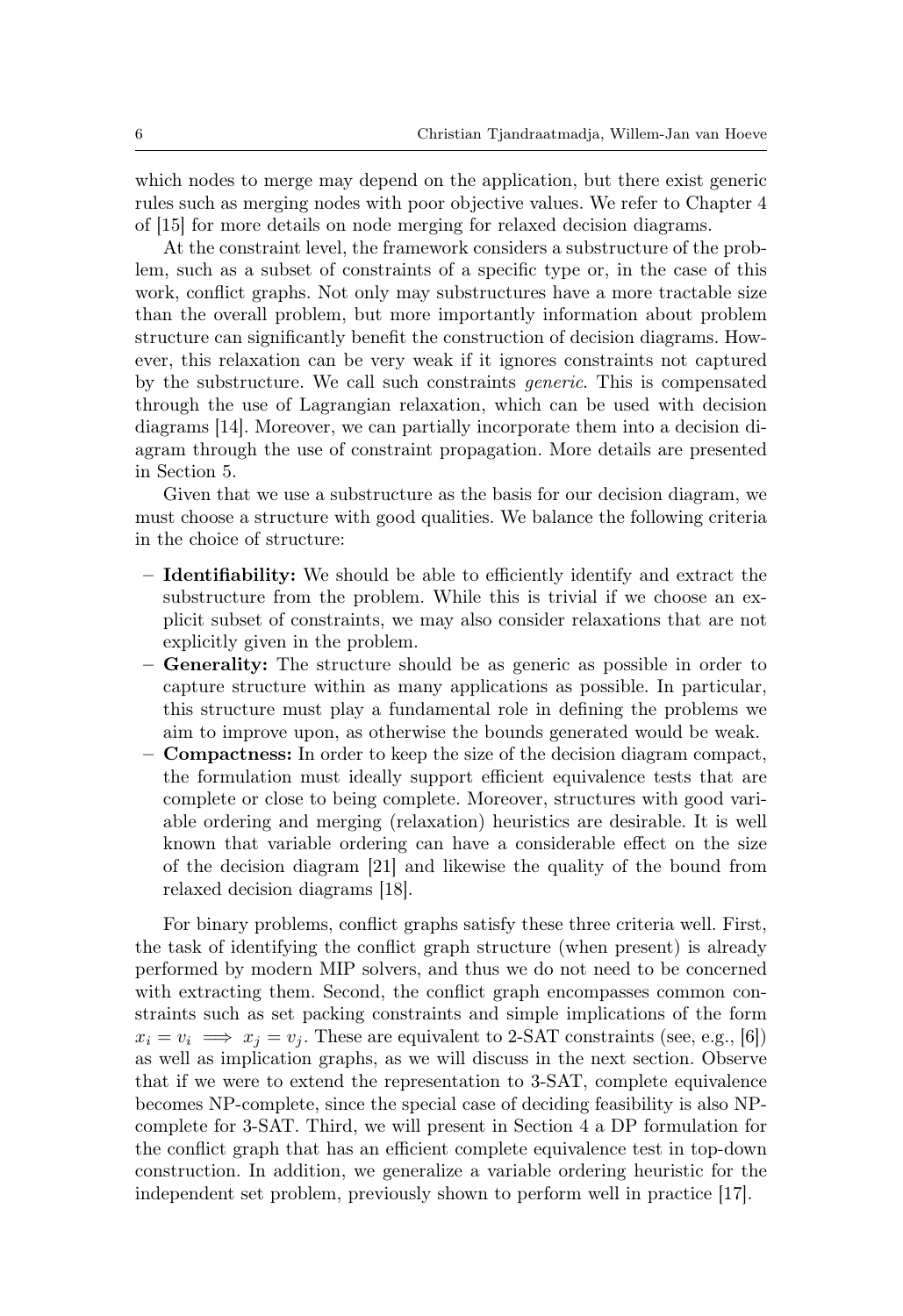which nodes to merge may depend on the application, but there exist generic rules such as merging nodes with poor objective values. We refer to Chapter 4 of [15] for more details on node merging for relaxed decision diagrams.

At the constraint level, the framework considers a substructure of the problem, such as a subset of constraints of a specific type or, in the case of this work, conflict graphs. Not only may substructures have a more tractable size than the overall problem, but more importantly information about problem structure can significantly benefit the construction of decision diagrams. However, this relaxation can be very weak if it ignores constraints not captured by the substructure. We call such constraints *generic*. This is compensated through the use of Lagrangian relaxation, which can be used with decision diagrams [14]. Moreover, we can partially incorporate them into a decision diagram through the use of constraint propagation. More details are presented in Section 5.

Given that we use a substructure as the basis for our decision diagram, we must choose a structure with good qualities. We balance the following criteria in the choice of structure:

- **Identifiability:** We should be able to efficiently identify and extract the substructure from the problem. While this is trivial if we choose an explicit subset of constraints, we may also consider relaxations that are not explicitly given in the problem.
- **Generality:** The structure should be as generic as possible in order to capture structure within as many applications as possible. In particular, this structure must play a fundamental role in defining the problems we aim to improve upon, as otherwise the bounds generated would be weak.
- **Compactness:** In order to keep the size of the decision diagram compact, the formulation must ideally support efficient equivalence tests that are complete or close to being complete. Moreover, structures with good variable ordering and merging (relaxation) heuristics are desirable. It is well known that variable ordering can have a considerable effect on the size of the decision diagram [21] and likewise the quality of the bound from relaxed decision diagrams [18].

For binary problems, conflict graphs satisfy these three criteria well. First, the task of identifying the conflict graph structure (when present) is already performed by modern MIP solvers, and thus we do not need to be concerned with extracting them. Second, the conflict graph encompasses common constraints such as set packing constraints and simple implications of the form $x_i = v_i \implies x_j = v_j$. These are equivalent to 2-SAT constraints (see, e.g., [6]) as well as implication graphs, as we will discuss in the next section. Observe that if we were to extend the representation to 3-SAT, complete equivalence becomes NP-complete, since the special case of deciding feasibility is also NP-complete for 3-SAT. Third, we will present in Section 4 a DP formulation for the conflict graph that has an efficient complete equivalence test in top-down construction. In addition, we generalize a variable ordering heuristic for the independent set problem, previously shown to perform well in practice [17].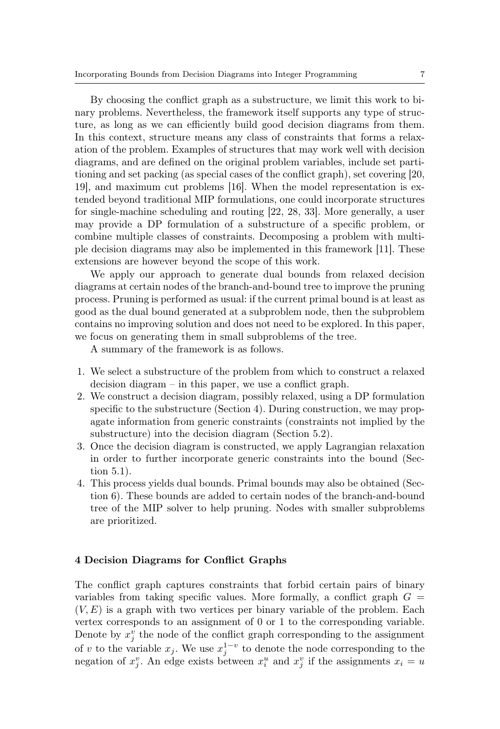By choosing the conflict graph as a substructure, we limit this work to binary problems. Nevertheless, the framework itself supports any type of structure, as long as we can efficiently build good decision diagrams from them. In this context, structure means any class of constraints that forms a relaxation of the problem. Examples of structures that may work well with decision diagrams, and are defined on the original problem variables, include set partitioning and set packing (as special cases of the conflict graph), set covering [20, 19], and maximum cut problems [16]. When the model representation is extended beyond traditional MIP formulations, one could incorporate structures for single-machine scheduling and routing [22, 28, 33]. More generally, a user may provide a DP formulation of a substructure of a specific problem, or combine multiple classes of constraints. Decomposing a problem with multiple decision diagrams may also be implemented in this framework [11]. These extensions are however beyond the scope of this work.

We apply our approach to generate dual bounds from relaxed decision diagrams at certain nodes of the branch-and-bound tree to improve the pruning process. Pruning is performed as usual: if the current primal bound is at least as good as the dual bound generated at a subproblem node, then the subproblem contains no improving solution and does not need to be explored. In this paper, we focus on generating them in small subproblems of the tree.

A summary of the framework is as follows.

1. We select a substructure of the problem from which to construct a relaxed decision diagram – in this paper, we use a conflict graph.
2. We construct a decision diagram, possibly relaxed, using a DP formulation specific to the substructure (Section 4). During construction, we may propagate information from generic constraints (constraints not implied by the substructure) into the decision diagram (Section 5.2).
3. Once the decision diagram is constructed, we apply Lagrangian relaxation in order to further incorporate generic constraints into the bound (Section 5.1).
4. This process yields dual bounds. Primal bounds may also be obtained (Section 6). These bounds are added to certain nodes of the branch-and-bound tree of the MIP solver to help pruning. Nodes with smaller subproblems are prioritized.

## 4 Decision Diagrams for Conflict Graphs

The conflict graph captures constraints that forbid certain pairs of binary variables from taking specific values. More formally, a conflict graph $G = (V, E)$ is a graph with two vertices per binary variable of the problem. Each vertex corresponds to an assignment of 0 or 1 to the corresponding variable. Denote by $x_j^v$ the node of the conflict graph corresponding to the assignment of $v$ to the variable $x_j$. We use $x_j^{1-v}$ to denote the node corresponding to the negation of $x_j^v$. An edge exists between $x_i^u$ and $x_j^v$ if the assignments $x_i = u$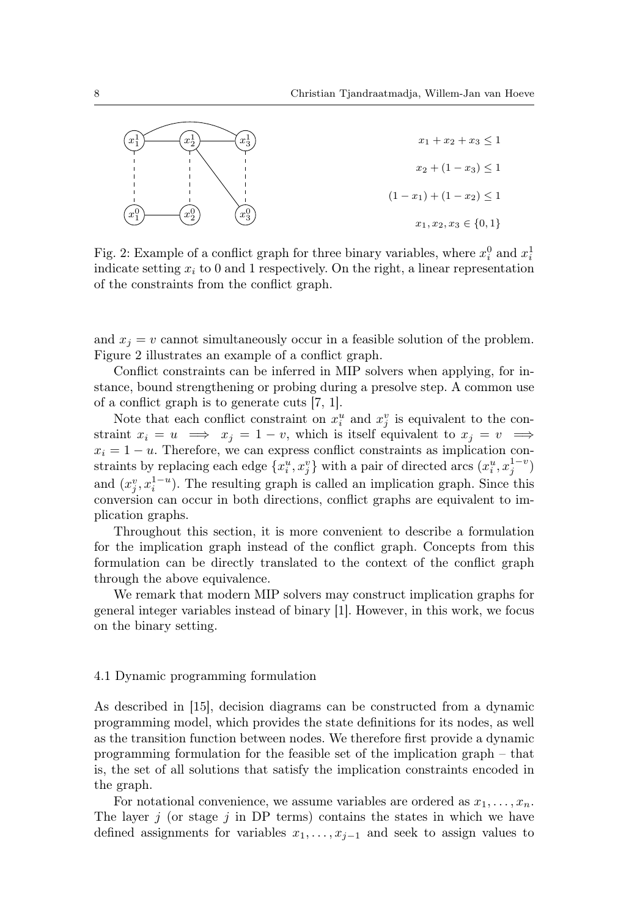$$x_1 + x_2 + x_3 \leq 1$$

$$x_2 + (1 - x_3) \leq 1$$

$$(1 - x_1) + (1 - x_2) \leq 1$$

$$x_1, x_2, x_3 \in \{0, 1\}$$

Fig. 2: Example of a conflict graph for three binary variables, where $x_i^0$ and $x_i^1$ indicate setting $x_i$ to 0 and 1 respectively. On the right, a linear representation of the constraints from the conflict graph.

and $x_j = v$ cannot simultaneously occur in a feasible solution of the problem. Figure 2 illustrates an example of a conflict graph.

Conflict constraints can be inferred in MIP solvers when applying, for instance, bound strengthening or probing during a presolve step. A common use of a conflict graph is to generate cuts [7, 1].

Note that each conflict constraint on $x_i^u$ and $x_j^v$ is equivalent to the constraint $x_i = u \implies x_j = 1 - v$, which is itself equivalent to $x_j = v \implies x_i = 1 - u$. Therefore, we can express conflict constraints as implication constraints by replacing each edge $\{x_i^u, x_j^v\}$ with a pair of directed arcs $(x_i^u, x_j^{1-v})$ and $(x_j^v, x_i^{1-u})$. The resulting graph is called an implication graph. Since this conversion can occur in both directions, conflict graphs are equivalent to implication graphs.

Throughout this section, it is more convenient to describe a formulation for the implication graph instead of the conflict graph. Concepts from this formulation can be directly translated to the context of the conflict graph through the above equivalence.

We remark that modern MIP solvers may construct implication graphs for general integer variables instead of binary [1]. However, in this work, we focus on the binary setting.

### 4.1 Dynamic programming formulation

As described in [15], decision diagrams can be constructed from a dynamic programming model, which provides the state definitions for its nodes, as well as the transition function between nodes. We therefore first provide a dynamic programming formulation for the feasible set of the implication graph – that is, the set of all solutions that satisfy the implication constraints encoded in the graph.

For notational convenience, we assume variables are ordered as $x_1, \ldots, x_n$. The layer $j$ (or stage $j$ in DP terms) contains the states in which we have defined assignments for variables $x_1, \ldots, x_{j-1}$ and seek to assign values to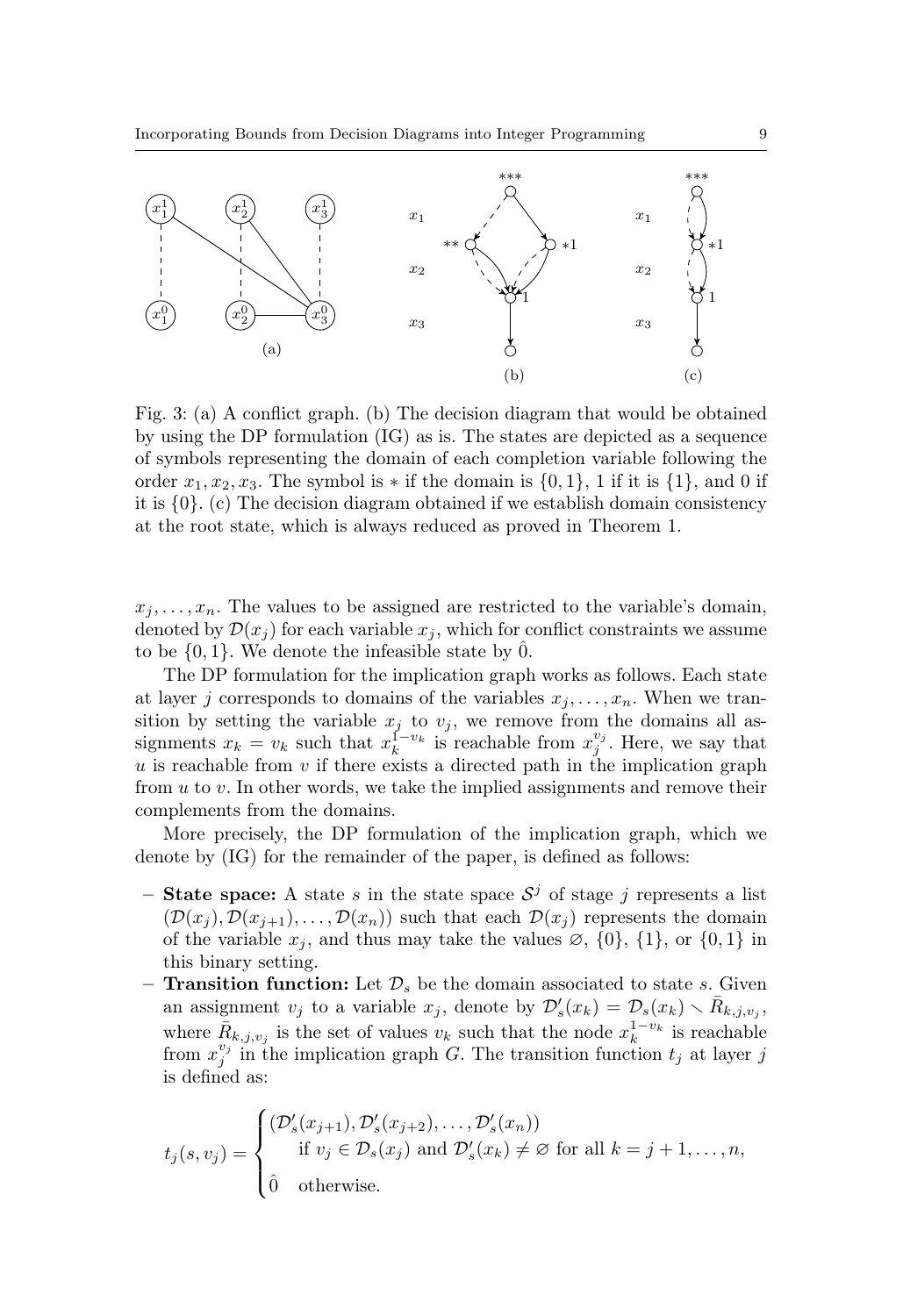Fig. 3: (a) A conflict graph. (b) The decision diagram that would be obtained by using the DP formulation (IG) as is. The states are depicted as a sequence of symbols representing the domain of each completion variable following the order $x_1, x_2, x_3$. The symbol is $*$ if the domain is $\{0, 1\}$, 1 if it is $\{1\}$, and 0 if it is $\{0\}$. (c) The decision diagram obtained if we establish domain consistency at the root state, which is always reduced as proved in Theorem 1.

$x_j, \ldots, x_n$. The values to be assigned are restricted to the variable's domain, denoted by $\mathcal{D}(x_j)$ for each variable $x_j$, which for conflict constraints we assume to be $\{0, 1\}$. We denote the infeasible state by $\hat{0}$.

The DP formulation for the implication graph works as follows. Each state at layer $j$ corresponds to domains of the variables $x_j, \ldots, x_n$. When we transition by setting the variable $x_j$ to $v_j$, we remove from the domains all assignments $x_k = v_k$ such that $x_k^{1-v_k}$ is reachable from $x_j^{v_j}$. Here, we say that $u$ is reachable from $v$ if there exists a directed path in the implication graph from $u$ to $v$. In other words, we take the implied assignments and remove their complements from the domains.

More precisely, the DP formulation of the implication graph, which we denote by (IG) for the remainder of the paper, is defined as follows:

- **State space:** A state $s$ in the state space $\mathcal{S}^j$ of stage $j$ represents a list $(\mathcal{D}(x_j), \mathcal{D}(x_{j+1}), \ldots, \mathcal{D}(x_n))$ such that each $\mathcal{D}(x_j)$ represents the domain of the variable $x_j$, and thus may take the values $\varnothing$, $\{0\}$, $\{1\}$, or $\{0, 1\}$ in this binary setting.
- **Transition function:** Let $\mathcal{D}_s$ be the domain associated to state $s$. Given an assignment $v_j$ to a variable $x_j$, denote by $\mathcal{D}'_s(x_k) = \mathcal{D}_s(x_k) \setminus \bar{R}_{k,j,v_j}$, where $\bar{R}_{k,j,v_j}$ is the set of values $v_k$ such that the node $x_k^{1-v_k}$ is reachable from $x_j^{v_j}$ in the implication graph $G$. The transition function $t_j$ at layer $j$ is defined as:

$$
t_j(s, v_j) = \begin{cases} (\mathcal{D}'_s(x_{j+1}), \mathcal{D}'_s(x_{j+2}), \ldots, \mathcal{D}'_s(x_n)) \\ \quad \text{if } v_j \in \mathcal{D}_s(x_j) \text{ and } \mathcal{D}'_s(x_k) \neq \varnothing \text{ for all } k = j+1, \ldots, n, \\ \hat{0} \quad \text{otherwise.} \end{cases}
$$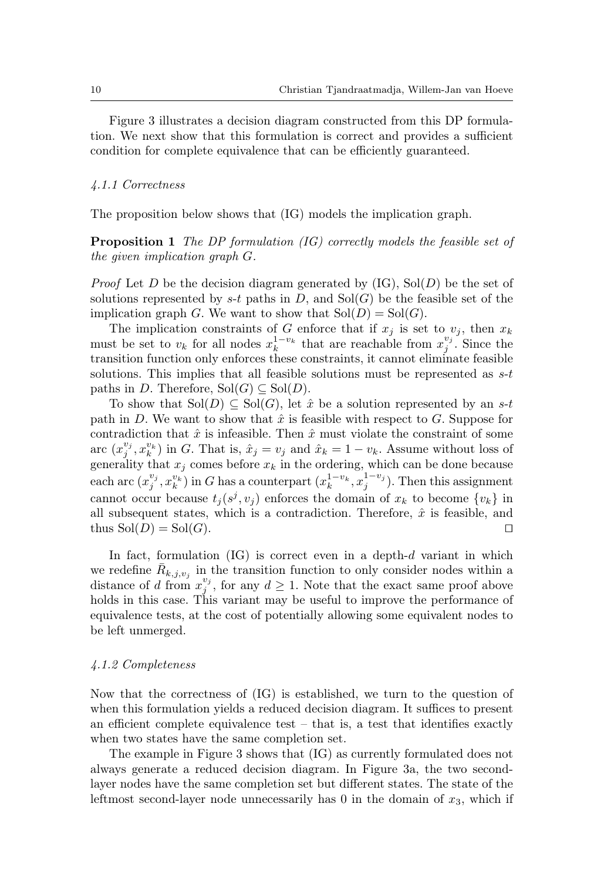Figure 3 illustrates a decision diagram constructed from this DP formulation. We next show that this formulation is correct and provides a sufficient condition for complete equivalence that can be efficiently guaranteed.

#### *4.1.1 Correctness*

The proposition below shows that (IG) models the implication graph.

**Proposition 1** *The DP formulation (IG) correctly models the feasible set of the given implication graph $G$.*

*Proof* Let $D$ be the decision diagram generated by (IG), $\mathrm{Sol}(D)$ be the set of solutions represented by $s$-$t$ paths in $D$, and $\mathrm{Sol}(G)$ be the feasible set of the implication graph $G$. We want to show that $\mathrm{Sol}(D) = \mathrm{Sol}(G)$.

The implication constraints of $G$ enforce that if $x_j$ is set to $v_j$, then $x_k$ must be set to $v_k$ for all nodes $x_k^{1-v_k}$ that are reachable from $x_j^{v_j}$. Since the transition function only enforces these constraints, it cannot eliminate feasible solutions. This implies that all feasible solutions must be represented as $s$-$t$ paths in $D$. Therefore, $\mathrm{Sol}(G) \subseteq \mathrm{Sol}(D)$.

To show that $\mathrm{Sol}(D) \subseteq \mathrm{Sol}(G)$, let $\hat{x}$ be a solution represented by an $s$-$t$ path in $D$. We want to show that $\hat{x}$ is feasible with respect to $G$. Suppose for contradiction that $\hat{x}$ is infeasible. Then $\hat{x}$ must violate the constraint of some arc $(x_j^{v_j}, x_k^{v_k})$ in $G$. That is, $\hat{x}_j = v_j$ and $\hat{x}_k = 1 - v_k$. Assume without loss of generality that $x_j$ comes before $x_k$ in the ordering, which can be done because each arc $(x_j^{v_j}, x_k^{v_k})$ in $G$ has a counterpart $(x_k^{1-v_k}, x_j^{1-v_j})$. Then this assignment cannot occur because $t_j(s^j, v_j)$ enforces the domain of $x_k$ to become $\{v_k\}$ in all subsequent states, which is a contradiction. Therefore, $\hat{x}$ is feasible, and thus $\mathrm{Sol}(D) = \mathrm{Sol}(G)$. ☐

In fact, formulation (IG) is correct even in a depth-$d$ variant in which we redefine $\bar{R}_{k,j,v_j}$ in the transition function to only consider nodes within a distance of $d$ from $x_j^{v_j}$, for any $d \geq 1$. Note that the exact same proof above holds in this case. This variant may be useful to improve the performance of equivalence tests, at the cost of potentially allowing some equivalent nodes to be left unmerged.

#### *4.1.2 Completeness*

Now that the correctness of (IG) is established, we turn to the question of when this formulation yields a reduced decision diagram. It suffices to present an efficient complete equivalence test – that is, a test that identifies exactly when two states have the same completion set.

The example in Figure 3 shows that (IG) as currently formulated does not always generate a reduced decision diagram. In Figure 3a, the two second-layer nodes have the same completion set but different states. The state of the leftmost second-layer node unnecessarily has 0 in the domain of $x_3$, which if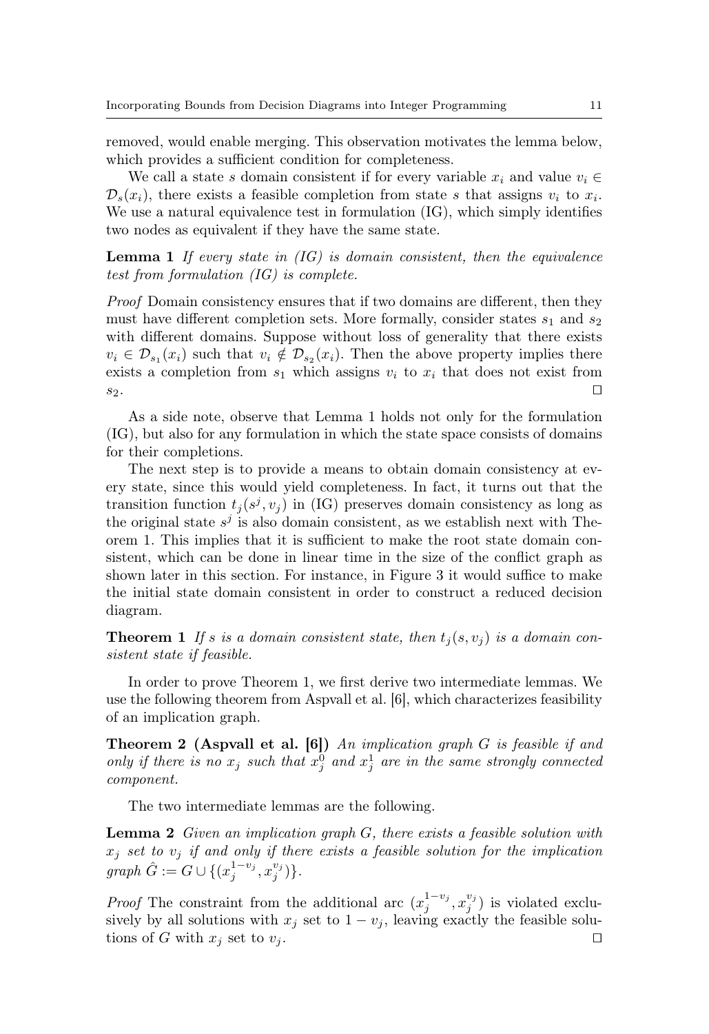removed, would enable merging. This observation motivates the lemma below, which provides a sufficient condition for completeness.

We call a state $s$ domain consistent if for every variable $x_i$ and value $v_i \in \mathcal{D}_s(x_i)$, there exists a feasible completion from state $s$ that assigns $v_i$ to $x_i$. We use a natural equivalence test in formulation (IG), which simply identifies two nodes as equivalent if they have the same state.

**Lemma 1** *If every state in (IG) is domain consistent, then the equivalence test from formulation (IG) is complete.*

*Proof* Domain consistency ensures that if two domains are different, then they must have different completion sets. More formally, consider states $s_1$ and $s_2$ with different domains. Suppose without loss of generality that there exists $v_i \in \mathcal{D}_{s_1}(x_i)$ such that $v_i \notin \mathcal{D}_{s_2}(x_i)$. Then the above property implies there exists a completion from $s_1$ which assigns $v_i$ to $x_i$ that does not exist from $s_2$. □

As a side note, observe that Lemma 1 holds not only for the formulation (IG), but also for any formulation in which the state space consists of domains for their completions.

The next step is to provide a means to obtain domain consistency at every state, since this would yield completeness. In fact, it turns out that the transition function $t_j(s^j, v_j)$ in (IG) preserves domain consistency as long as the original state $s^j$ is also domain consistent, as we establish next with Theorem 1. This implies that it is sufficient to make the root state domain consistent, which can be done in linear time in the size of the conflict graph as shown later in this section. For instance, in Figure 3 it would suffice to make the initial state domain consistent in order to construct a reduced decision diagram.

**Theorem 1** *If $s$ is a domain consistent state, then $t_j(s, v_j)$ is a domain consistent state if feasible.*

In order to prove Theorem 1, we first derive two intermediate lemmas. We use the following theorem from Aspvall et al. [6], which characterizes feasibility of an implication graph.

**Theorem 2 (Aspvall et al. [6])** *An implication graph $G$ is feasible if and only if there is no $x_j$ such that $x_j^0$ and $x_j^1$ are in the same strongly connected component.*

The two intermediate lemmas are the following.

**Lemma 2** *Given an implication graph $G$, there exists a feasible solution with $x_j$ set to $v_j$ if and only if there exists a feasible solution for the implication graph $\hat{G} := G \cup \{(x_j^{1-v_j}, x_j^{v_j})\}$.*

*Proof* The constraint from the additional arc $(x_j^{1-v_j}, x_j^{v_j})$ is violated exclusively by all solutions with $x_j$ set to $1 - v_j$, leaving exactly the feasible solutions of $G$ with $x_j$ set to $v_j$. □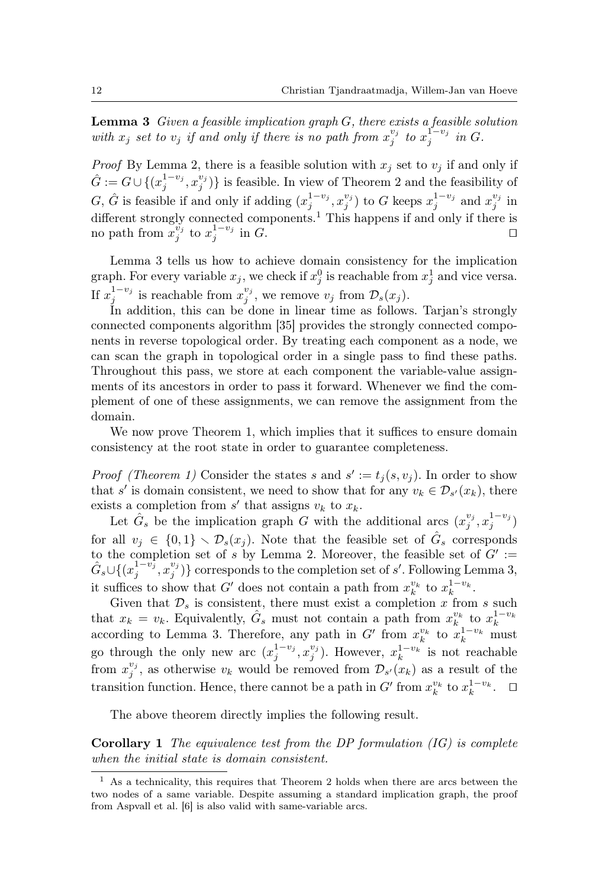**Lemma 3** *Given a feasible implication graph $G$, there exists a feasible solution with $x_j$ set to $v_j$ if and only if there is no path from $x_j^{v_j}$ to $x_j^{1-v_j}$ in $G$.*

*Proof* By Lemma 2, there is a feasible solution with $x_j$ set to $v_j$ if and only if $\hat{G} := G \cup \{(x_j^{1-v_j}, x_j^{v_j})\}$ is feasible. In view of Theorem 2 and the feasibility of $G$, $\hat{G}$ is feasible if and only if adding $(x_j^{1-v_j}, x_j^{v_j})$ to $G$ keeps $x_j^{1-v_j}$ and $x_j^{v_j}$ in different strongly connected components.[1] This happens if and only if there is no path from $x_j^{v_j}$ to $x_j^{1-v_j}$ in $G$. □

Lemma 3 tells us how to achieve domain consistency for the implication graph. For every variable $x_j$, we check if $x_j^0$ is reachable from $x_j^1$ and vice versa. If $x_j^{1-v_j}$ is reachable from $x_j^{v_j}$, we remove $v_j$ from $\mathcal{D}_s(x_j)$.

In addition, this can be done in linear time as follows. Tarjan's strongly connected components algorithm [35] provides the strongly connected components in reverse topological order. By treating each component as a node, we can scan the graph in topological order in a single pass to find these paths. Throughout this pass, we store at each component the variable-value assignments of its ancestors in order to pass it forward. Whenever we find the complement of one of these assignments, we can remove the assignment from the domain.

We now prove Theorem 1, which implies that it suffices to ensure domain consistency at the root state in order to guarantee completeness.

*Proof (Theorem 1)* Consider the states $s$ and $s' := t_j(s, v_j)$. In order to show that $s'$ is domain consistent, we need to show that for any $v_k \in \mathcal{D}_{s'}(x_k)$, there exists a completion from $s'$ that assigns $v_k$ to $x_k$.

Let $\hat{G}_s$ be the implication graph $G$ with the additional arcs $(x_j^{v_j}, x_j^{1-v_j})$ for all $v_j \in \{0,1\} \setminus \mathcal{D}_s(x_j)$. Note that the feasible set of $\hat{G}_s$ corresponds to the completion set of $s$ by Lemma 2. Moreover, the feasible set of $G' := \hat{G}_s \cup \{(x_j^{1-v_j}, x_j^{v_j})\}$ corresponds to the completion set of $s'$. Following Lemma 3, it suffices to show that $G'$ does not contain a path from $x_k^{v_k}$ to $x_k^{1-v_k}$.

Given that $\mathcal{D}_s$ is consistent, there must exist a completion $x$ from $s$ such that $x_k = v_k$. Equivalently, $\hat{G}_s$ must not contain a path from $x_k^{v_k}$ to $x_k^{1-v_k}$ according to Lemma 3. Therefore, any path in $G'$ from $x_k^{v_k}$ to $x_k^{1-v_k}$ must go through the only new arc $(x_j^{1-v_j}, x_j^{v_j})$. However, $x_k^{1-v_k}$ is not reachable from $x_j^{v_j}$, as otherwise $v_k$ would be removed from $\mathcal{D}_{s'}(x_k)$ as a result of the transition function. Hence, there cannot be a path in $G'$ from $x_k^{v_k}$ to $x_k^{1-v_k}$. □

The above theorem directly implies the following result.

**Corollary 1** *The equivalence test from the DP formulation (IG) is complete when the initial state is domain consistent.*

---

[1] As a technicality, this requires that Theorem 2 holds when there are arcs between the two nodes of a same variable. Despite assuming a standard implication graph, the proof from Aspvall et al. [6] is also valid with same-variable arcs.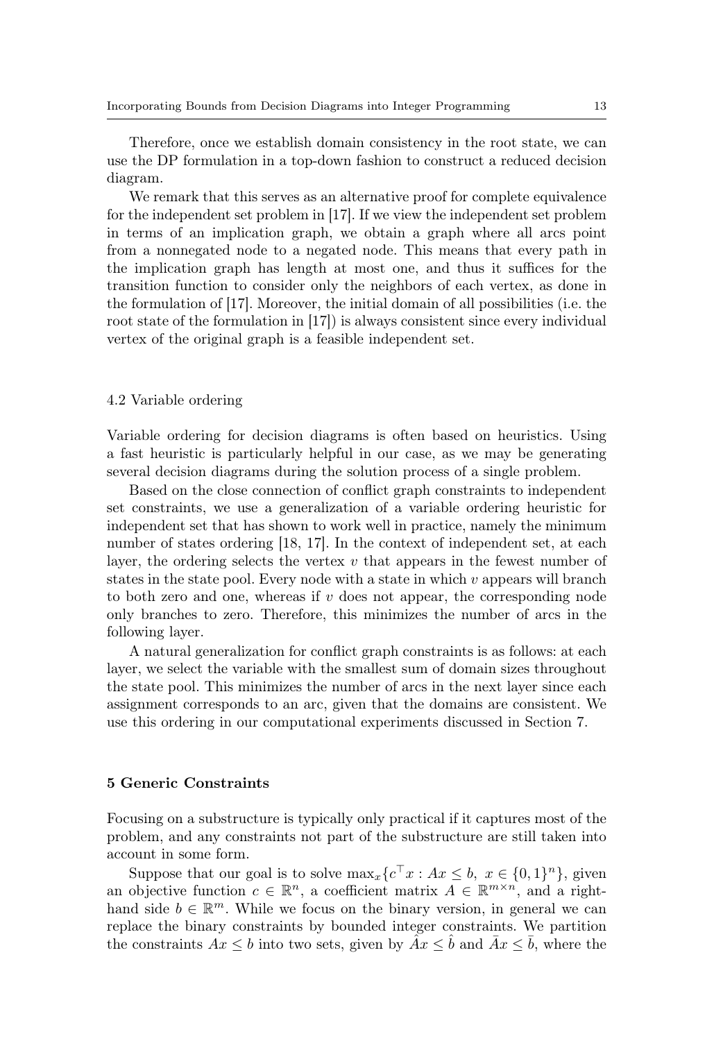Therefore, once we establish domain consistency in the root state, we can use the DP formulation in a top-down fashion to construct a reduced decision diagram.

We remark that this serves as an alternative proof for complete equivalence for the independent set problem in [17]. If we view the independent set problem in terms of an implication graph, we obtain a graph where all arcs point from a nonnegated node to a negated node. This means that every path in the implication graph has length at most one, and thus it suffices for the transition function to consider only the neighbors of each vertex, as done in the formulation of [17]. Moreover, the initial domain of all possibilities (i.e. the root state of the formulation in [17]) is always consistent since every individual vertex of the original graph is a feasible independent set.

### 4.2 Variable ordering

Variable ordering for decision diagrams is often based on heuristics. Using a fast heuristic is particularly helpful in our case, as we may be generating several decision diagrams during the solution process of a single problem.

Based on the close connection of conflict graph constraints to independent set constraints, we use a generalization of a variable ordering heuristic for independent set that has shown to work well in practice, namely the minimum number of states ordering [18, 17]. In the context of independent set, at each layer, the ordering selects the vertex $v$ that appears in the fewest number of states in the state pool. Every node with a state in which $v$ appears will branch to both zero and one, whereas if $v$ does not appear, the corresponding node only branches to zero. Therefore, this minimizes the number of arcs in the following layer.

A natural generalization for conflict graph constraints is as follows: at each layer, we select the variable with the smallest sum of domain sizes throughout the state pool. This minimizes the number of arcs in the next layer since each assignment corresponds to an arc, given that the domains are consistent. We use this ordering in our computational experiments discussed in Section 7.

## 5 Generic Constraints

Focusing on a substructure is typically only practical if it captures most of the problem, and any constraints not part of the substructure are still taken into account in some form.

Suppose that our goal is to solve $\max_x \{c^\top x : Ax \leq b,\ x \in \{0,1\}^n\}$, given an objective function $c \in \mathbb{R}^n$, a coefficient matrix $A \in \mathbb{R}^{m \times n}$, and a right-hand side $b \in \mathbb{R}^m$. While we focus on the binary version, in general we can replace the binary constraints by bounded integer constraints. We partition the constraints $Ax \leq b$ into two sets, given by $\hat{A}x \leq \hat{b}$ and $\bar{A}x \leq \bar{b}$, where the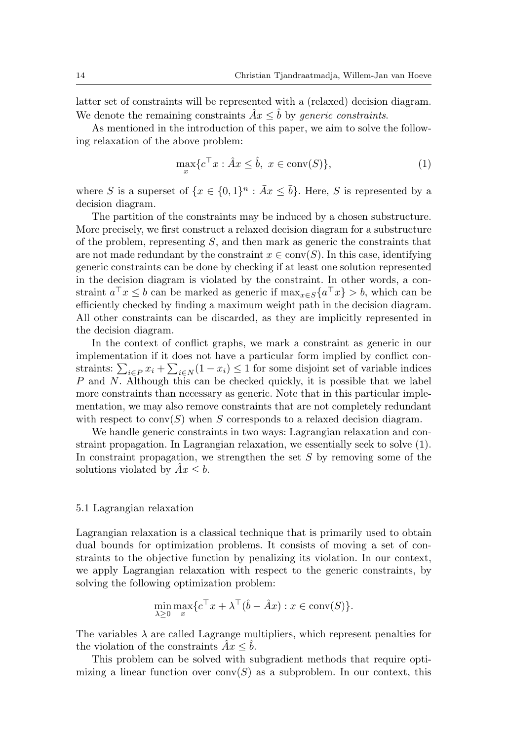latter set of constraints will be represented with a (relaxed) decision diagram. We denote the remaining constraints $\hat{A}x \leq \hat{b}$ by *generic constraints*.

As mentioned in the introduction of this paper, we aim to solve the following relaxation of the above problem:

$$\max_x \{c^\top x : \hat{A}x \leq \hat{b},\ x \in \text{conv}(S)\}, \tag{1}$$

where $S$ is a superset of $\{x \in \{0,1\}^n : \bar{A}x \leq \bar{b}\}$. Here, $S$ is represented by a decision diagram.

The partition of the constraints may be induced by a chosen substructure. More precisely, we first construct a relaxed decision diagram for a substructure of the problem, representing $S$, and then mark as generic the constraints that are not made redundant by the constraint $x \in \text{conv}(S)$. In this case, identifying generic constraints can be done by checking if at least one solution represented in the decision diagram is violated by the constraint. In other words, a constraint $a^\top x \leq b$ can be marked as generic if $\max_{x \in S}\{a^\top x\} > b$, which can be efficiently checked by finding a maximum weight path in the decision diagram. All other constraints can be discarded, as they are implicitly represented in the decision diagram.

In the context of conflict graphs, we mark a constraint as generic in our implementation if it does not have a particular form implied by conflict constraints: $\sum_{i \in P} x_i + \sum_{i \in N}(1 - x_i) \leq 1$ for some disjoint set of variable indices $P$ and $N$. Although this can be checked quickly, it is possible that we label more constraints than necessary as generic. Note that in this particular implementation, we may also remove constraints that are not completely redundant with respect to $\text{conv}(S)$ when $S$ corresponds to a relaxed decision diagram.

We handle generic constraints in two ways: Lagrangian relaxation and constraint propagation. In Lagrangian relaxation, we essentially seek to solve (1). In constraint propagation, we strengthen the set $S$ by removing some of the solutions violated by $\hat{A}x \leq b$.

### 5.1 Lagrangian relaxation

Lagrangian relaxation is a classical technique that is primarily used to obtain dual bounds for optimization problems. It consists of moving a set of constraints to the objective function by penalizing its violation. In our context, we apply Lagrangian relaxation with respect to the generic constraints, by solving the following optimization problem:

$$\min_{\lambda \geq 0} \max_x \{c^\top x + \lambda^\top(\hat{b} - \hat{A}x) : x \in \text{conv}(S)\}.$$

The variables $\lambda$ are called Lagrange multipliers, which represent penalties for the violation of the constraints $\hat{A}x \leq \hat{b}$.

This problem can be solved with subgradient methods that require optimizing a linear function over $\text{conv}(S)$ as a subproblem. In our context, this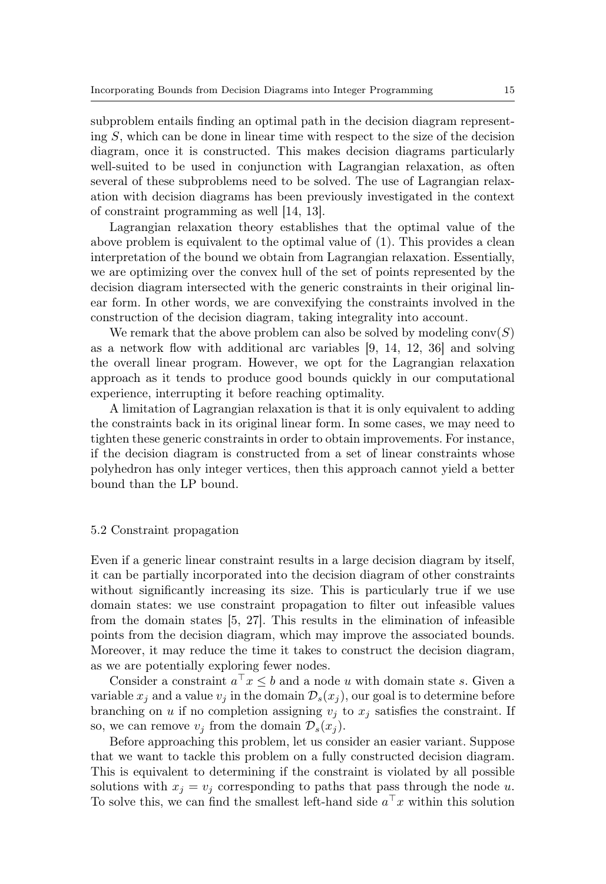subproblem entails finding an optimal path in the decision diagram representing $S$, which can be done in linear time with respect to the size of the decision diagram, once it is constructed. This makes decision diagrams particularly well-suited to be used in conjunction with Lagrangian relaxation, as often several of these subproblems need to be solved. The use of Lagrangian relaxation with decision diagrams has been previously investigated in the context of constraint programming as well [14, 13].

Lagrangian relaxation theory establishes that the optimal value of the above problem is equivalent to the optimal value of (1). This provides a clean interpretation of the bound we obtain from Lagrangian relaxation. Essentially, we are optimizing over the convex hull of the set of points represented by the decision diagram intersected with the generic constraints in their original linear form. In other words, we are convexifying the constraints involved in the construction of the decision diagram, taking integrality into account.

We remark that the above problem can also be solved by modeling $\text{conv}(S)$ as a network flow with additional arc variables [9, 14, 12, 36] and solving the overall linear program. However, we opt for the Lagrangian relaxation approach as it tends to produce good bounds quickly in our computational experience, interrupting it before reaching optimality.

A limitation of Lagrangian relaxation is that it is only equivalent to adding the constraints back in its original linear form. In some cases, we may need to tighten these generic constraints in order to obtain improvements. For instance, if the decision diagram is constructed from a set of linear constraints whose polyhedron has only integer vertices, then this approach cannot yield a better bound than the LP bound.

### 5.2 Constraint propagation

Even if a generic linear constraint results in a large decision diagram by itself, it can be partially incorporated into the decision diagram of other constraints without significantly increasing its size. This is particularly true if we use domain states: we use constraint propagation to filter out infeasible values from the domain states [5, 27]. This results in the elimination of infeasible points from the decision diagram, which may improve the associated bounds. Moreover, it may reduce the time it takes to construct the decision diagram, as we are potentially exploring fewer nodes.

Consider a constraint $a^\top x \leq b$ and a node $u$ with domain state $s$. Given a variable $x_j$ and a value $v_j$ in the domain $\mathcal{D}_s(x_j)$, our goal is to determine before branching on $u$ if no completion assigning $v_j$ to $x_j$ satisfies the constraint. If so, we can remove $v_j$ from the domain $\mathcal{D}_s(x_j)$.

Before approaching this problem, let us consider an easier variant. Suppose that we want to tackle this problem on a fully constructed decision diagram. This is equivalent to determining if the constraint is violated by all possible solutions with $x_j = v_j$ corresponding to paths that pass through the node $u$. To solve this, we can find the smallest left-hand side $a^\top x$ within this solution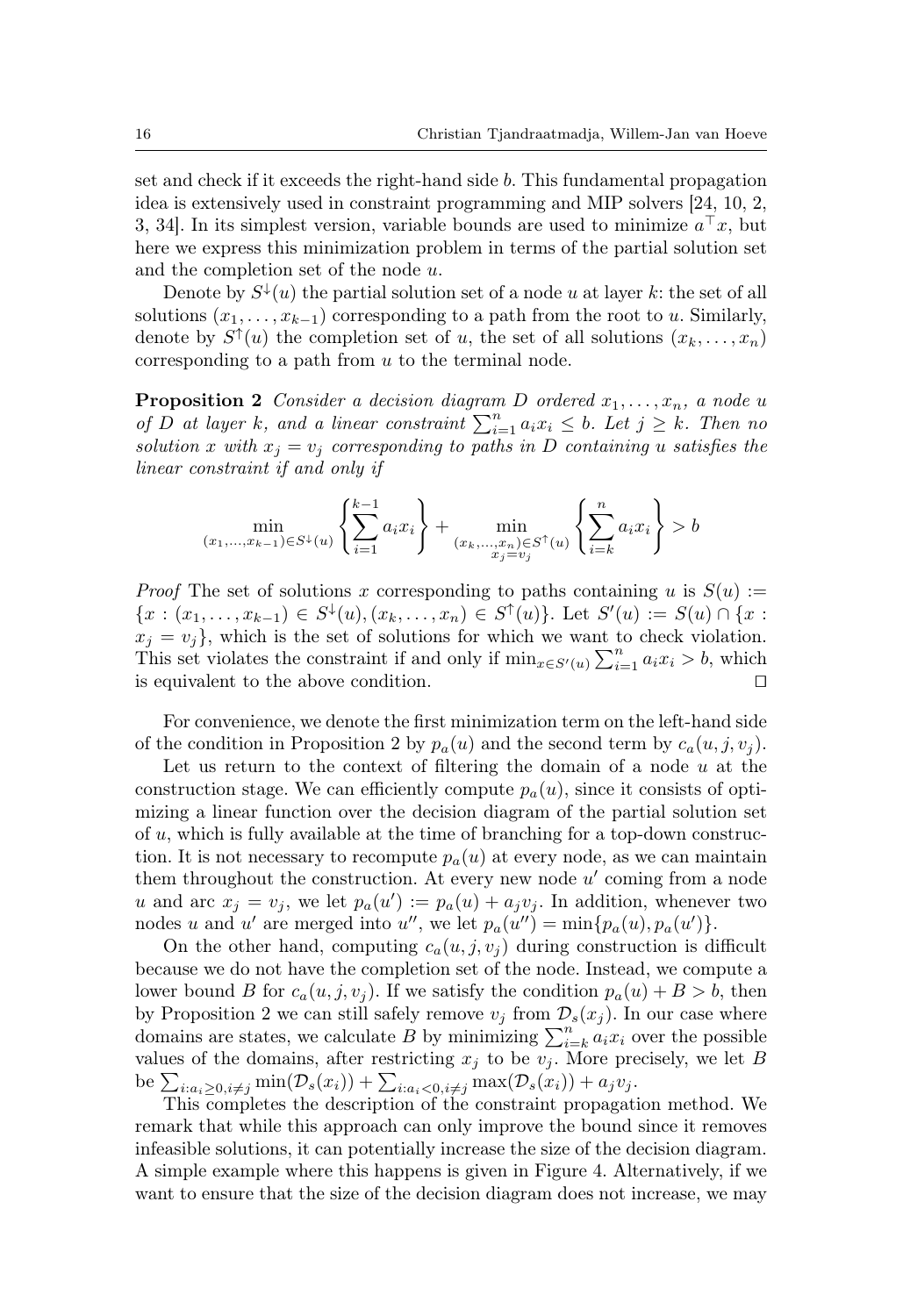set and check if it exceeds the right-hand side $b$. This fundamental propagation idea is extensively used in constraint programming and MIP solvers [24, 10, 2, 3, 34]. In its simplest version, variable bounds are used to minimize $a^\top x$, but here we express this minimization problem in terms of the partial solution set and the completion set of the node $u$.

Denote by $S^\downarrow(u)$ the partial solution set of a node $u$ at layer $k$: the set of all solutions $(x_1, \ldots, x_{k-1})$ corresponding to a path from the root to $u$. Similarly, denote by $S^\uparrow(u)$ the completion set of $u$, the set of all solutions $(x_k, \ldots, x_n)$ corresponding to a path from $u$ to the terminal node.

**Proposition 2** *Consider a decision diagram $D$ ordered $x_1, \ldots, x_n$, a node $u$ of $D$ at layer $k$, and a linear constraint $\sum_{i=1}^n a_i x_i \leq b$. Let $j \geq k$. Then no solution $x$ with $x_j = v_j$ corresponding to paths in $D$ containing $u$ satisfies the linear constraint if and only if*

$$\min_{(x_1,\ldots,x_{k-1}) \in S^\downarrow(u)} \left\{ \sum_{i=1}^{k-1} a_i x_i \right\} + \min_{\substack{(x_k,\ldots,x_n) \in S^\uparrow(u) \\ x_j = v_j}} \left\{ \sum_{i=k}^{n} a_i x_i \right\} > b$$

*Proof* The set of solutions $x$ corresponding to paths containing $u$ is $S(u) := \{x : (x_1, \ldots, x_{k-1}) \in S^\downarrow(u), (x_k, \ldots, x_n) \in S^\uparrow(u)\}$. Let $S'(u) := S(u) \cap \{x : x_j = v_j\}$, which is the set of solutions for which we want to check violation. This set violates the constraint if and only if $\min_{x \in S'(u)} \sum_{i=1}^n a_i x_i > b$, which is equivalent to the above condition. $\square$

For convenience, we denote the first minimization term on the left-hand side of the condition in Proposition 2 by $p_a(u)$ and the second term by $c_a(u, j, v_j)$.

Let us return to the context of filtering the domain of a node $u$ at the construction stage. We can efficiently compute $p_a(u)$, since it consists of optimizing a linear function over the decision diagram of the partial solution set of $u$, which is fully available at the time of branching for a top-down construction. It is not necessary to recompute $p_a(u)$ at every node, as we can maintain them throughout the construction. At every new node $u'$ coming from a node $u$ and arc $x_j = v_j$, we let $p_a(u') := p_a(u) + a_j v_j$. In addition, whenever two nodes $u$ and $u'$ are merged into $u''$, we let $p_a(u'') = \min\{p_a(u), p_a(u')\}$.

On the other hand, computing $c_a(u, j, v_j)$ during construction is difficult because we do not have the completion set of the node. Instead, we compute a lower bound $B$ for $c_a(u, j, v_j)$. If we satisfy the condition $p_a(u) + B > b$, then by Proposition 2 we can still safely remove $v_j$ from $\mathcal{D}_s(x_j)$. In our case where domains are states, we calculate $B$ by minimizing $\sum_{i=k}^n a_i x_i$ over the possible values of the domains, after restricting $x_j$ to be $v_j$. More precisely, we let $B$ be $\sum_{i:a_i \geq 0, i \neq j} \min(\mathcal{D}_s(x_i)) + \sum_{i:a_i < 0, i \neq j} \max(\mathcal{D}_s(x_i)) + a_j v_j$.

This completes the description of the constraint propagation method. We remark that while this approach can only improve the bound since it removes infeasible solutions, it can potentially increase the size of the decision diagram. A simple example where this happens is given in Figure 4. Alternatively, if we want to ensure that the size of the decision diagram does not increase, we may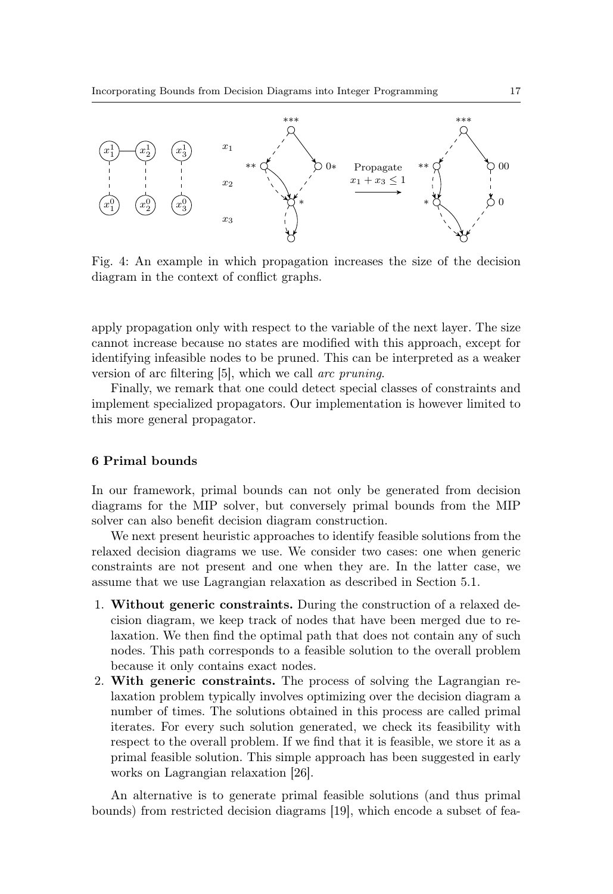Fig. 4: An example in which propagation increases the size of the decision diagram in the context of conflict graphs.

apply propagation only with respect to the variable of the next layer. The size cannot increase because no states are modified with this approach, except for identifying infeasible nodes to be pruned. This can be interpreted as a weaker version of arc filtering [5], which we call *arc pruning*.

Finally, we remark that one could detect special classes of constraints and implement specialized propagators. Our implementation is however limited to this more general propagator.

## 6 Primal bounds

In our framework, primal bounds can not only be generated from decision diagrams for the MIP solver, but conversely primal bounds from the MIP solver can also benefit decision diagram construction.

We next present heuristic approaches to identify feasible solutions from the relaxed decision diagrams we use. We consider two cases: one when generic constraints are not present and one when they are. In the latter case, we assume that we use Lagrangian relaxation as described in Section 5.1.

1. **Without generic constraints.** During the construction of a relaxed decision diagram, we keep track of nodes that have been merged due to relaxation. We then find the optimal path that does not contain any of such nodes. This path corresponds to a feasible solution to the overall problem because it only contains exact nodes.
2. **With generic constraints.** The process of solving the Lagrangian relaxation problem typically involves optimizing over the decision diagram a number of times. The solutions obtained in this process are called primal iterates. For every such solution generated, we check its feasibility with respect to the overall problem. If we find that it is feasible, we store it as a primal feasible solution. This simple approach has been suggested in early works on Lagrangian relaxation [26].

An alternative is to generate primal feasible solutions (and thus primal bounds) from restricted decision diagrams [19], which encode a subset of fea-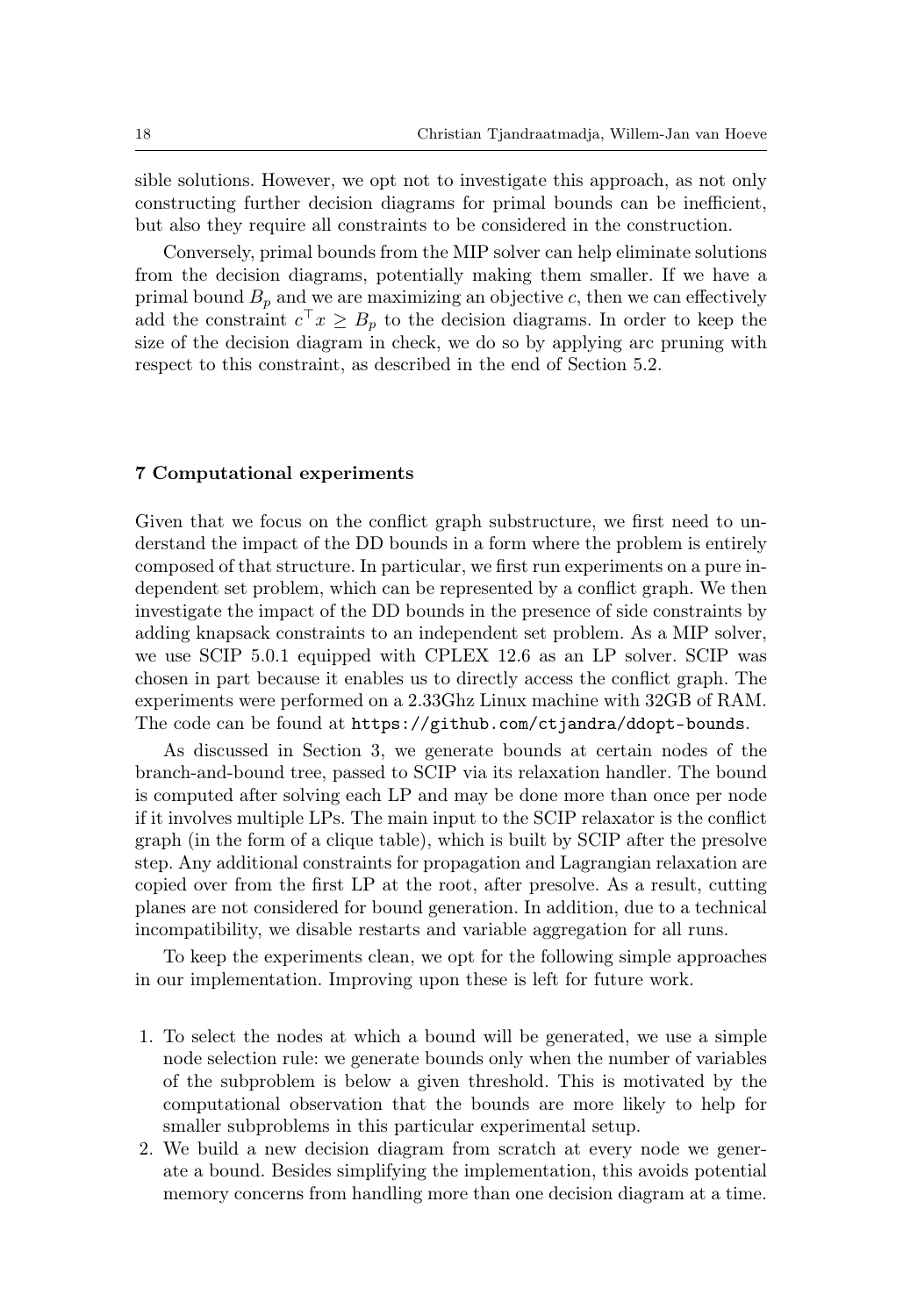sible solutions. However, we opt not to investigate this approach, as not only constructing further decision diagrams for primal bounds can be inefficient, but also they require all constraints to be considered in the construction.

Conversely, primal bounds from the MIP solver can help eliminate solutions from the decision diagrams, potentially making them smaller. If we have a primal bound $B_p$ and we are maximizing an objective $c$, then we can effectively add the constraint $c^\top x \geq B_p$ to the decision diagrams. In order to keep the size of the decision diagram in check, we do so by applying arc pruning with respect to this constraint, as described in the end of Section 5.2.

## 7 Computational experiments

Given that we focus on the conflict graph substructure, we first need to understand the impact of the DD bounds in a form where the problem is entirely composed of that structure. In particular, we first run experiments on a pure independent set problem, which can be represented by a conflict graph. We then investigate the impact of the DD bounds in the presence of side constraints by adding knapsack constraints to an independent set problem. As a MIP solver, we use SCIP 5.0.1 equipped with CPLEX 12.6 as an LP solver. SCIP was chosen in part because it enables us to directly access the conflict graph. The experiments were performed on a 2.33Ghz Linux machine with 32GB of RAM. The code can be found at `https://github.com/ctjandra/ddopt-bounds`.

As discussed in Section 3, we generate bounds at certain nodes of the branch-and-bound tree, passed to SCIP via its relaxation handler. The bound is computed after solving each LP and may be done more than once per node if it involves multiple LPs. The main input to the SCIP relaxator is the conflict graph (in the form of a clique table), which is built by SCIP after the presolve step. Any additional constraints for propagation and Lagrangian relaxation are copied over from the first LP at the root, after presolve. As a result, cutting planes are not considered for bound generation. In addition, due to a technical incompatibility, we disable restarts and variable aggregation for all runs.

To keep the experiments clean, we opt for the following simple approaches in our implementation. Improving upon these is left for future work.

1. To select the nodes at which a bound will be generated, we use a simple node selection rule: we generate bounds only when the number of variables of the subproblem is below a given threshold. This is motivated by the computational observation that the bounds are more likely to help for smaller subproblems in this particular experimental setup.
2. We build a new decision diagram from scratch at every node we generate a bound. Besides simplifying the implementation, this avoids potential memory concerns from handling more than one decision diagram at a time.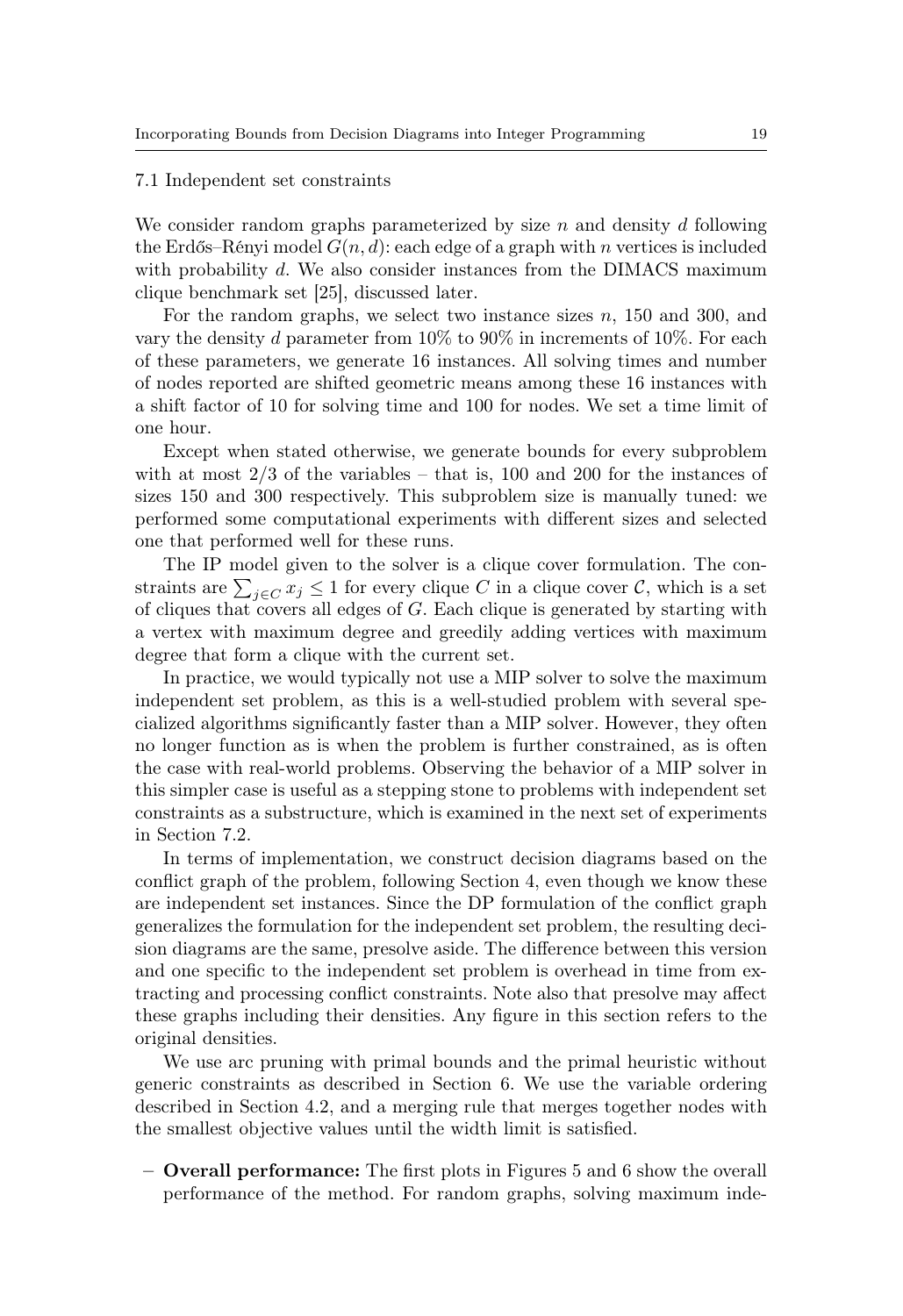### 7.1 Independent set constraints

We consider random graphs parameterized by size $n$ and density $d$ following the Erdős–Rényi model $G(n, d)$: each edge of a graph with $n$ vertices is included with probability $d$. We also consider instances from the DIMACS maximum clique benchmark set [25], discussed later.

For the random graphs, we select two instance sizes $n$, 150 and 300, and vary the density $d$ parameter from 10% to 90% in increments of 10%. For each of these parameters, we generate 16 instances. All solving times and number of nodes reported are shifted geometric means among these 16 instances with a shift factor of 10 for solving time and 100 for nodes. We set a time limit of one hour.

Except when stated otherwise, we generate bounds for every subproblem with at most 2/3 of the variables – that is, 100 and 200 for the instances of sizes 150 and 300 respectively. This subproblem size is manually tuned: we performed some computational experiments with different sizes and selected one that performed well for these runs.

The IP model given to the solver is a clique cover formulation. The constraints are $\sum_{j \in C} x_j \leq 1$ for every clique $C$ in a clique cover $\mathcal{C}$, which is a set of cliques that covers all edges of $G$. Each clique is generated by starting with a vertex with maximum degree and greedily adding vertices with maximum degree that form a clique with the current set.

In practice, we would typically not use a MIP solver to solve the maximum independent set problem, as this is a well-studied problem with several specialized algorithms significantly faster than a MIP solver. However, they often no longer function as is when the problem is further constrained, as is often the case with real-world problems. Observing the behavior of a MIP solver in this simpler case is useful as a stepping stone to problems with independent set constraints as a substructure, which is examined in the next set of experiments in Section 7.2.

In terms of implementation, we construct decision diagrams based on the conflict graph of the problem, following Section 4, even though we know these are independent set instances. Since the DP formulation of the conflict graph generalizes the formulation for the independent set problem, the resulting decision diagrams are the same, presolve aside. The difference between this version and one specific to the independent set problem is overhead in time from extracting and processing conflict constraints. Note also that presolve may affect these graphs including their densities. Any figure in this section refers to the original densities.

We use arc pruning with primal bounds and the primal heuristic without generic constraints as described in Section 6. We use the variable ordering described in Section 4.2, and a merging rule that merges together nodes with the smallest objective values until the width limit is satisfied.

- **Overall performance:** The first plots in Figures 5 and 6 show the overall performance of the method. For random graphs, solving maximum inde-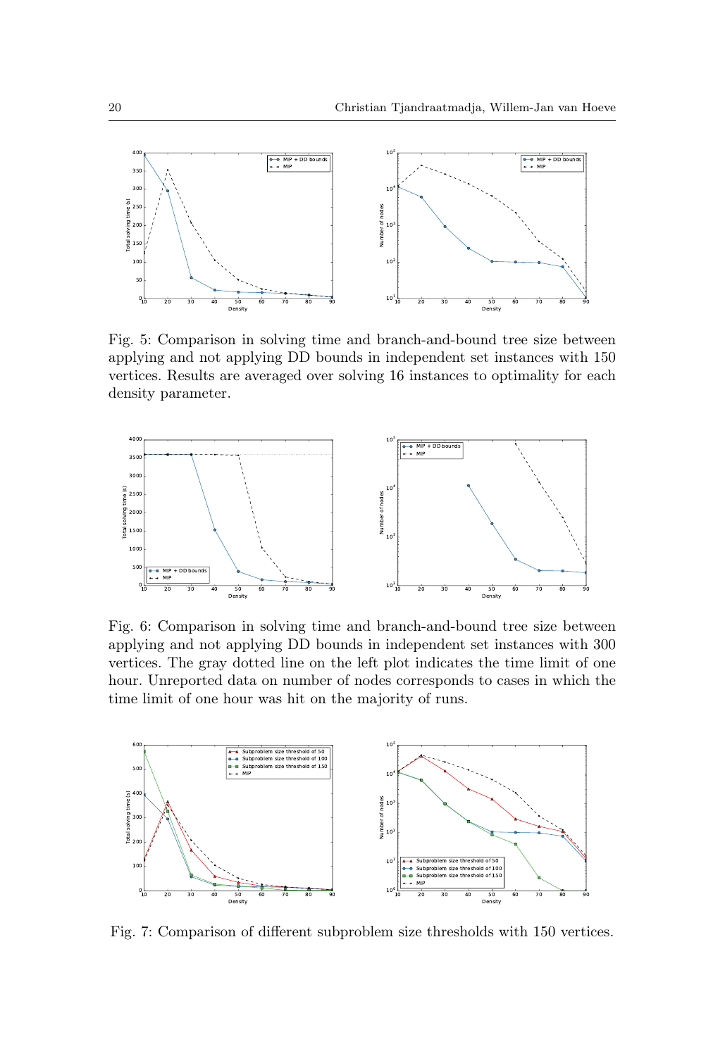Fig. 5: Comparison in solving time and branch-and-bound tree size between applying and not applying DD bounds in independent set instances with 150 vertices. Results are averaged over solving 16 instances to optimality for each density parameter.

Fig. 6: Comparison in solving time and branch-and-bound tree size between applying and not applying DD bounds in independent set instances with 300 vertices. The gray dotted line on the left plot indicates the time limit of one hour. Unreported data on number of nodes corresponds to cases in which the time limit of one hour was hit on the majority of runs.

Fig. 7: Comparison of different subproblem size thresholds with 150 vertices.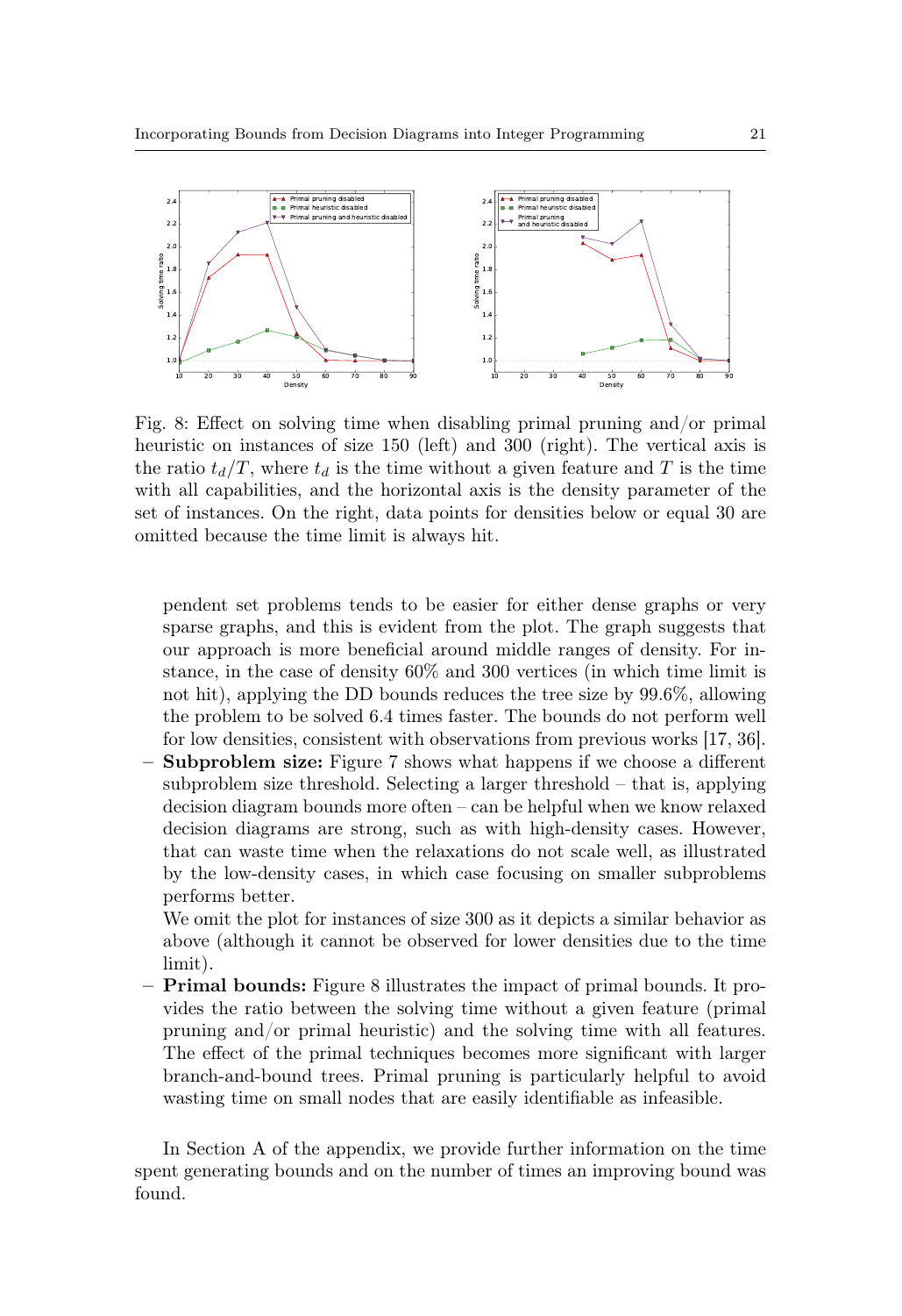Fig. 8: Effect on solving time when disabling primal pruning and/or primal heuristic on instances of size 150 (left) and 300 (right). The vertical axis is the ratio $t_d/T$, where $t_d$ is the time without a given feature and $T$ is the time with all capabilities, and the horizontal axis is the density parameter of the set of instances. On the right, data points for densities below or equal 30 are omitted because the time limit is always hit.

pendent set problems tends to be easier for either dense graphs or very sparse graphs, and this is evident from the plot. The graph suggests that our approach is more beneficial around middle ranges of density. For instance, in the case of density 60% and 300 vertices (in which time limit is not hit), applying the DD bounds reduces the tree size by 99.6%, allowing the problem to be solved 6.4 times faster. The bounds do not perform well for low densities, consistent with observations from previous works [17, 36].

- **Subproblem size:** Figure 7 shows what happens if we choose a different subproblem size threshold. Selecting a larger threshold – that is, applying decision diagram bounds more often – can be helpful when we know relaxed decision diagrams are strong, such as with high-density cases. However, that can waste time when the relaxations do not scale well, as illustrated by the low-density cases, in which case focusing on smaller subproblems performs better.

  We omit the plot for instances of size 300 as it depicts a similar behavior as above (although it cannot be observed for lower densities due to the time limit).
- **Primal bounds:** Figure 8 illustrates the impact of primal bounds. It provides the ratio between the solving time without a given feature (primal pruning and/or primal heuristic) and the solving time with all features. The effect of the primal techniques becomes more significant with larger branch-and-bound trees. Primal pruning is particularly helpful to avoid wasting time on small nodes that are easily identifiable as infeasible.

In Section A of the appendix, we provide further information on the time spent generating bounds and on the number of times an improving bound was found.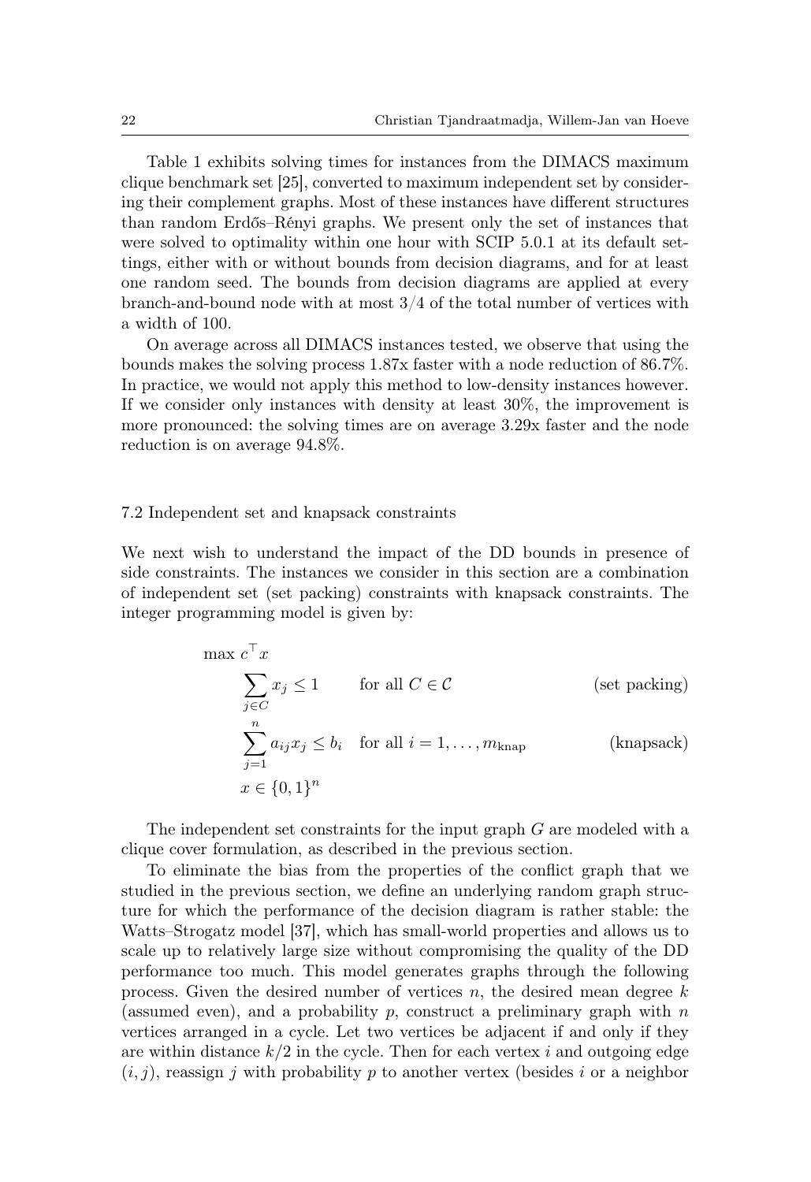Table 1 exhibits solving times for instances from the DIMACS maximum clique benchmark set [25], converted to maximum independent set by considering their complement graphs. Most of these instances have different structures than random Erdős–Rényi graphs. We present only the set of instances that were solved to optimality within one hour with SCIP 5.0.1 at its default settings, either with or without bounds from decision diagrams, and for at least one random seed. The bounds from decision diagrams are applied at every branch-and-bound node with at most 3/4 of the total number of vertices with a width of 100.

On average across all DIMACS instances tested, we observe that using the bounds makes the solving process 1.87x faster with a node reduction of 86.7%. In practice, we would not apply this method to low-density instances however. If we consider only instances with density at least 30%, the improvement is more pronounced: the solving times are on average 3.29x faster and the node reduction is on average 94.8%.

### 7.2 Independent set and knapsack constraints

We next wish to understand the impact of the DD bounds in presence of side constraints. The instances we consider in this section are a combination of independent set (set packing) constraints with knapsack constraints. The integer programming model is given by:

$$
\begin{aligned}
\max\ & c^\top x \\
& \sum_{j \in C} x_j \leq 1 \qquad \text{for all } C \in \mathcal{C} && \text{(set packing)} \\
& \sum_{j=1}^{n} a_{ij} x_j \leq b_i \quad \text{for all } i = 1, \ldots, m_{\text{knap}} && \text{(knapsack)} \\
& x \in \{0,1\}^n
\end{aligned}
$$

The independent set constraints for the input graph $G$ are modeled with a clique cover formulation, as described in the previous section.

To eliminate the bias from the properties of the conflict graph that we studied in the previous section, we define an underlying random graph structure for which the performance of the decision diagram is rather stable: the Watts–Strogatz model [37], which has small-world properties and allows us to scale up to relatively large size without compromising the quality of the DD performance too much. This model generates graphs through the following process. Given the desired number of vertices $n$, the desired mean degree $k$ (assumed even), and a probability $p$, construct a preliminary graph with $n$ vertices arranged in a cycle. Let two vertices be adjacent if and only if they are within distance $k/2$ in the cycle. Then for each vertex $i$ and outgoing edge $(i, j)$, reassign $j$ with probability $p$ to another vertex (besides $i$ or a neighbor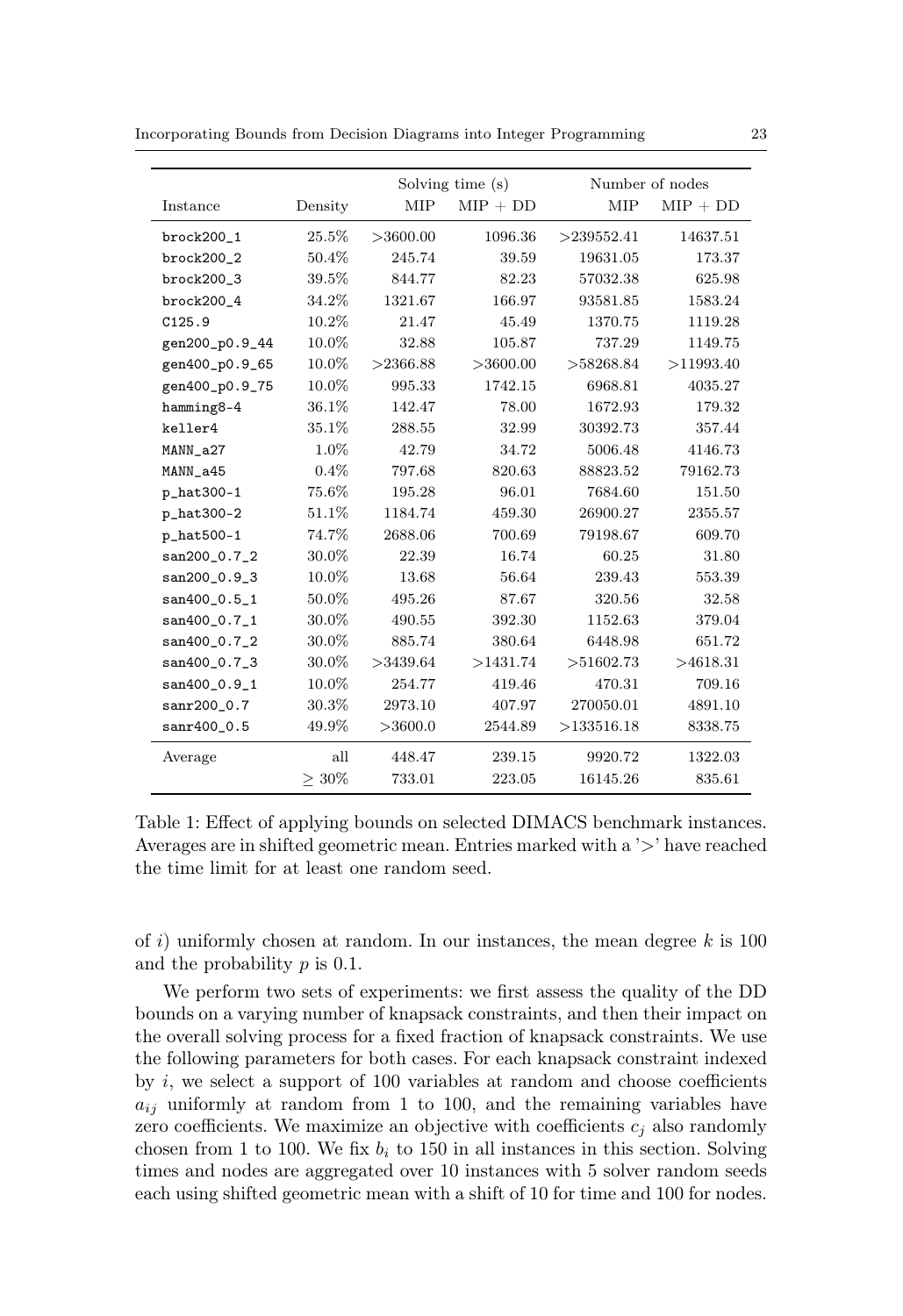| Instance | Density | Solving time (s) | | Number of nodes | |
|---|---|---|---|---|---|
| | | MIP | MIP + DD | MIP | MIP + DD |
| brock200_1 | 25.5% | >3600.00 | 1096.36 | >239552.41 | 14637.51 |
| brock200_2 | 50.4% | 245.74 | 39.59 | 19631.05 | 173.37 |
| brock200_3 | 39.5% | 844.77 | 82.23 | 57032.38 | 625.98 |
| brock200_4 | 34.2% | 1321.67 | 166.97 | 93581.85 | 1583.24 |
| C125.9 | 10.2% | 21.47 | 45.49 | 1370.75 | 1119.28 |
| gen200_p0.9_44 | 10.0% | 32.88 | 105.87 | 737.29 | 1149.75 |
| gen400_p0.9_65 | 10.0% | >2366.88 | >3600.00 | >58268.84 | >11993.40 |
| gen400_p0.9_75 | 10.0% | 995.33 | 1742.15 | 6968.81 | 4035.27 |
| hamming8-4 | 36.1% | 142.47 | 78.00 | 1672.93 | 179.32 |
| keller4 | 35.1% | 288.55 | 32.99 | 30392.73 | 357.44 |
| MANN_a27 | 1.0% | 42.79 | 34.72 | 5006.48 | 4146.73 |
| MANN_a45 | 0.4% | 797.68 | 820.63 | 88823.52 | 79162.73 |
| p_hat300-1 | 75.6% | 195.28 | 96.01 | 7684.60 | 151.50 |
| p_hat300-2 | 51.1% | 1184.74 | 459.30 | 26900.27 | 2355.57 |
| p_hat500-1 | 74.7% | 2688.06 | 700.69 | 79198.67 | 609.70 |
| san200_0.7_2 | 30.0% | 22.39 | 16.74 | 60.25 | 31.80 |
| san200_0.9_3 | 10.0% | 13.68 | 56.64 | 239.43 | 553.39 |
| san400_0.5_1 | 50.0% | 495.26 | 87.67 | 320.56 | 32.58 |
| san400_0.7_1 | 30.0% | 490.55 | 392.30 | 1152.63 | 379.04 |
| san400_0.7_2 | 30.0% | 885.74 | 380.64 | 6448.98 | 651.72 |
| san400_0.7_3 | 30.0% | >3439.64 | >1431.74 | >51602.73 | >4618.31 |
| san400_0.9_1 | 10.0% | 254.77 | 419.46 | 470.31 | 709.16 |
| sanr200_0.7 | 30.3% | 2973.10 | 407.97 | 270050.01 | 4891.10 |
| sanr400_0.5 | 49.9% | >3600.0 | 2544.89 | >133516.18 | 8338.75 |
| Average | all | 448.47 | 239.15 | 9920.72 | 1322.03 |
| | $\geq 30\%$ | 733.01 | 223.05 | 16145.26 | 835.61 |

Table 1: Effect of applying bounds on selected DIMACS benchmark instances. Averages are in shifted geometric mean. Entries marked with a '>' have reached the time limit for at least one random seed.

of $i$) uniformly chosen at random. In our instances, the mean degree $k$ is 100 and the probability $p$ is 0.1.

We perform two sets of experiments: we first assess the quality of the DD bounds on a varying number of knapsack constraints, and then their impact on the overall solving process for a fixed fraction of knapsack constraints. We use the following parameters for both cases. For each knapsack constraint indexed by $i$, we select a support of 100 variables at random and choose coefficients $a_{ij}$ uniformly at random from 1 to 100, and the remaining variables have zero coefficients. We maximize an objective with coefficients $c_j$ also randomly chosen from 1 to 100. We fix $b_i$ to 150 in all instances in this section. Solving times and nodes are aggregated over 10 instances with 5 solver random seeds each using shifted geometric mean with a shift of 10 for time and 100 for nodes.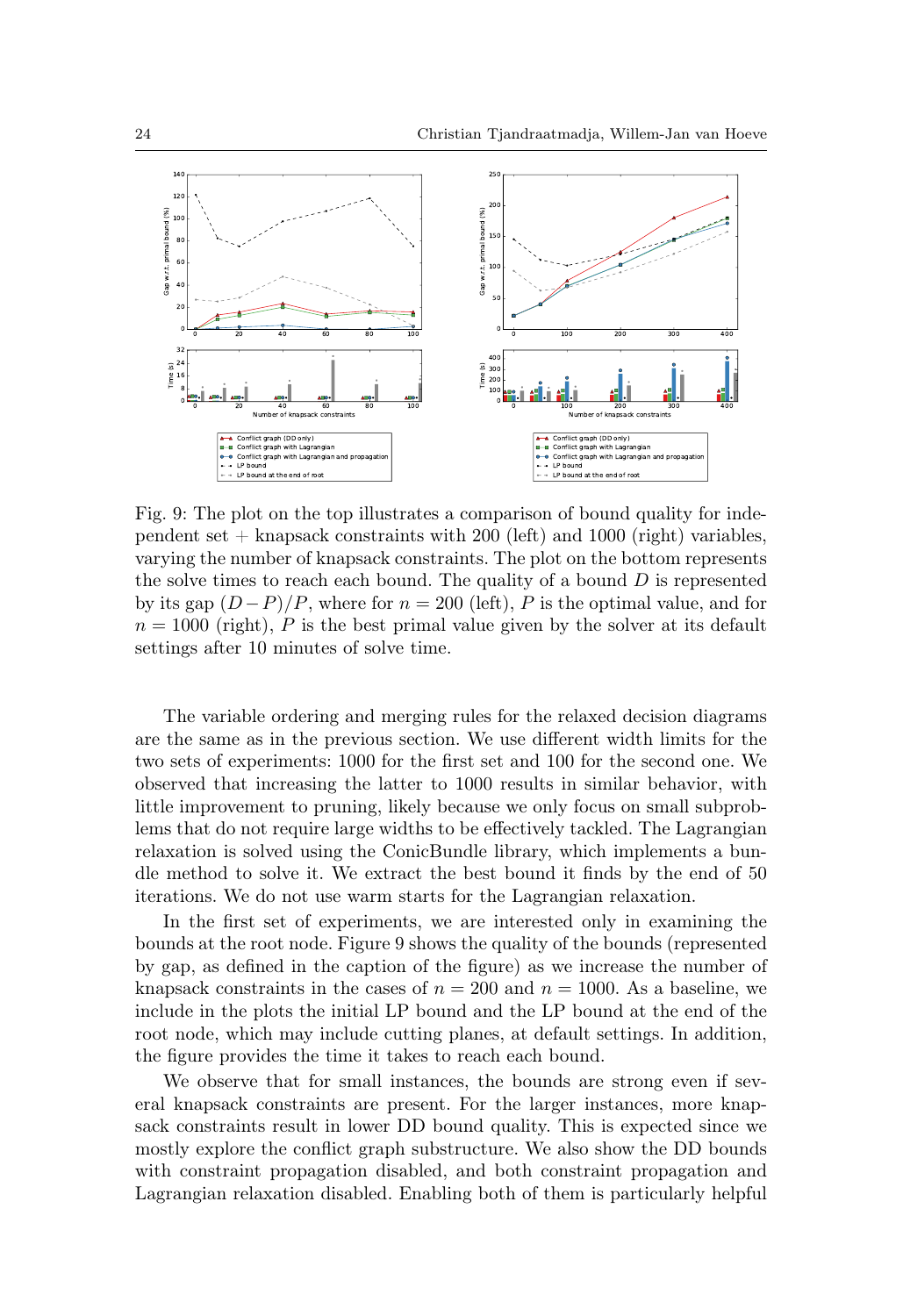Fig. 9: The plot on the top illustrates a comparison of bound quality for independent set + knapsack constraints with 200 (left) and 1000 (right) variables, varying the number of knapsack constraints. The plot on the bottom represents the solve times to reach each bound. The quality of a bound $D$ is represented by its gap $(D-P)/P$, where for $n = 200$ (left), $P$ is the optimal value, and for $n = 1000$ (right), $P$ is the best primal value given by the solver at its default settings after 10 minutes of solve time.

The variable ordering and merging rules for the relaxed decision diagrams are the same as in the previous section. We use different width limits for the two sets of experiments: 1000 for the first set and 100 for the second one. We observed that increasing the latter to 1000 results in similar behavior, with little improvement to pruning, likely because we only focus on small subproblems that do not require large widths to be effectively tackled. The Lagrangian relaxation is solved using the ConicBundle library, which implements a bundle method to solve it. We extract the best bound it finds by the end of 50 iterations. We do not use warm starts for the Lagrangian relaxation.

In the first set of experiments, we are interested only in examining the bounds at the root node. Figure 9 shows the quality of the bounds (represented by gap, as defined in the caption of the figure) as we increase the number of knapsack constraints in the cases of $n = 200$ and $n = 1000$. As a baseline, we include in the plots the initial LP bound and the LP bound at the end of the root node, which may include cutting planes, at default settings. In addition, the figure provides the time it takes to reach each bound.

We observe that for small instances, the bounds are strong even if several knapsack constraints are present. For the larger instances, more knapsack constraints result in lower DD bound quality. This is expected since we mostly explore the conflict graph substructure. We also show the DD bounds with constraint propagation disabled, and both constraint propagation and Lagrangian relaxation disabled. Enabling both of them is particularly helpful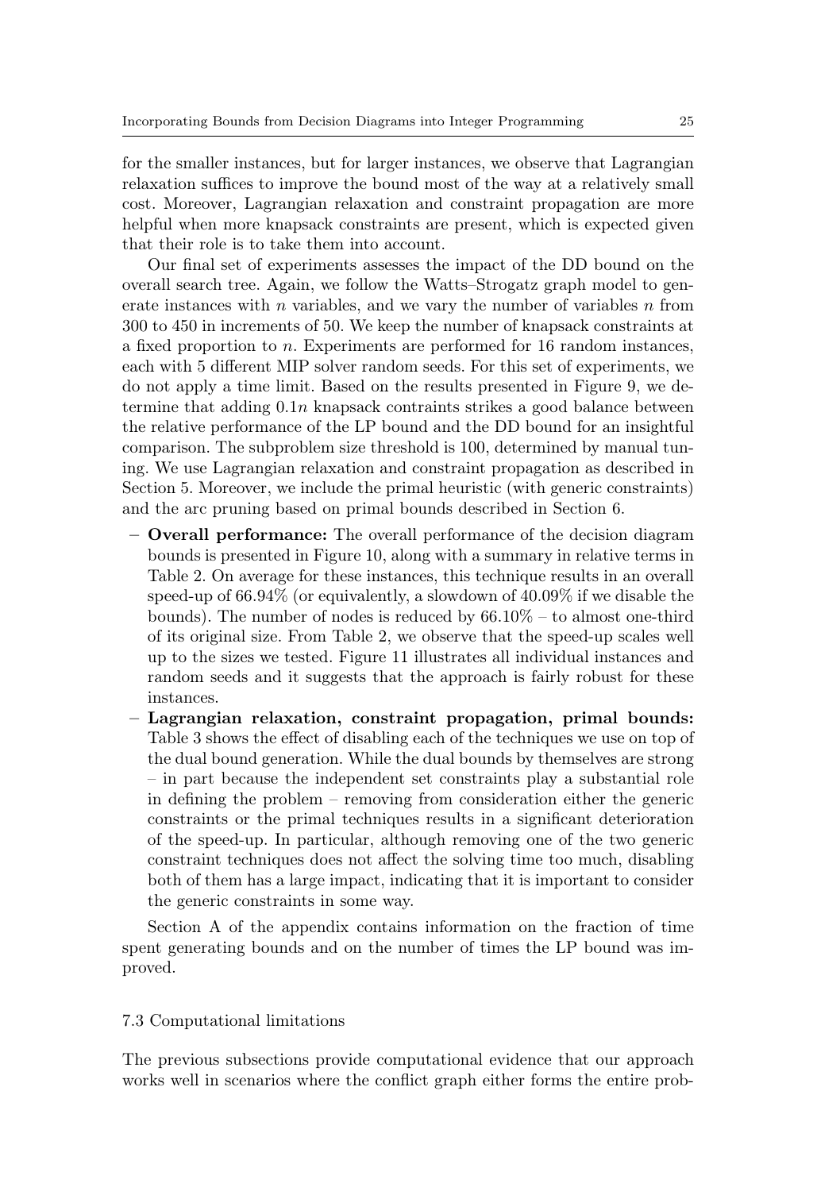for the smaller instances, but for larger instances, we observe that Lagrangian relaxation suffices to improve the bound most of the way at a relatively small cost. Moreover, Lagrangian relaxation and constraint propagation are more helpful when more knapsack constraints are present, which is expected given that their role is to take them into account.

Our final set of experiments assesses the impact of the DD bound on the overall search tree. Again, we follow the Watts–Strogatz graph model to generate instances with $n$ variables, and we vary the number of variables $n$ from 300 to 450 in increments of 50. We keep the number of knapsack constraints at a fixed proportion to $n$. Experiments are performed for 16 random instances, each with 5 different MIP solver random seeds. For this set of experiments, we do not apply a time limit. Based on the results presented in Figure 9, we determine that adding $0.1n$ knapsack contraints strikes a good balance between the relative performance of the LP bound and the DD bound for an insightful comparison. The subproblem size threshold is 100, determined by manual tuning. We use Lagrangian relaxation and constraint propagation as described in Section 5. Moreover, we include the primal heuristic (with generic constraints) and the arc pruning based on primal bounds described in Section 6.

- **Overall performance:** The overall performance of the decision diagram bounds is presented in Figure 10, along with a summary in relative terms in Table 2. On average for these instances, this technique results in an overall speed-up of 66.94% (or equivalently, a slowdown of 40.09% if we disable the bounds). The number of nodes is reduced by 66.10% – to almost one-third of its original size. From Table 2, we observe that the speed-up scales well up to the sizes we tested. Figure 11 illustrates all individual instances and random seeds and it suggests that the approach is fairly robust for these instances.
- **Lagrangian relaxation, constraint propagation, primal bounds:** Table 3 shows the effect of disabling each of the techniques we use on top of the dual bound generation. While the dual bounds by themselves are strong – in part because the independent set constraints play a substantial role in defining the problem – removing from consideration either the generic constraints or the primal techniques results in a significant deterioration of the speed-up. In particular, although removing one of the two generic constraint techniques does not affect the solving time too much, disabling both of them has a large impact, indicating that it is important to consider the generic constraints in some way.

Section A of the appendix contains information on the fraction of time spent generating bounds and on the number of times the LP bound was improved.

### 7.3 Computational limitations

The previous subsections provide computational evidence that our approach works well in scenarios where the conflict graph either forms the entire prob-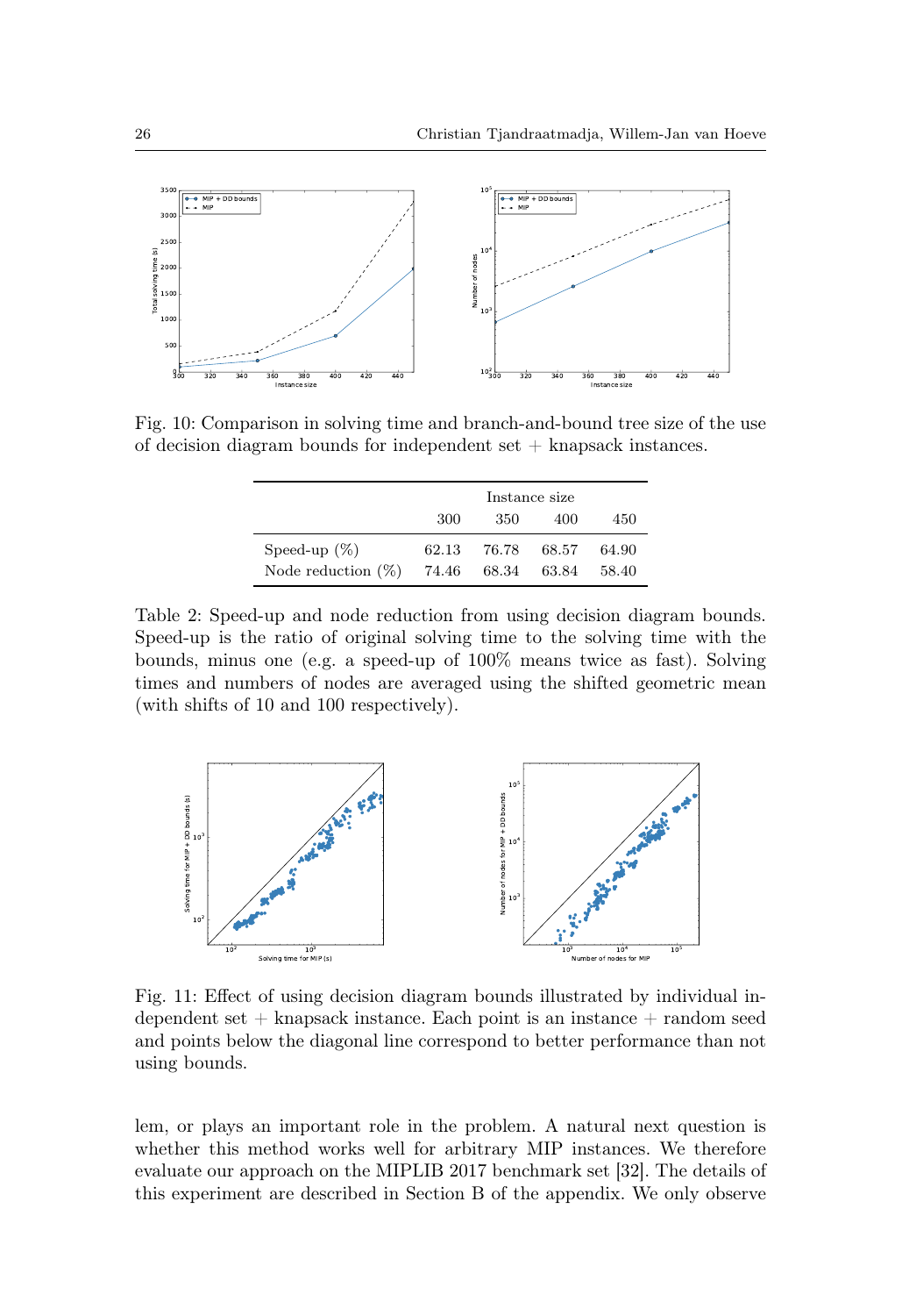Fig. 10: Comparison in solving time and branch-and-bound tree size of the use of decision diagram bounds for independent set + knapsack instances.

| | Instance size | | | |
|---|---|---|---|---|
| | 300 | 350 | 400 | 450 |
| Speed-up (%) | 62.13 | 76.78 | 68.57 | 64.90 |
| Node reduction (%) | 74.46 | 68.34 | 63.84 | 58.40 |

Table 2: Speed-up and node reduction from using decision diagram bounds. Speed-up is the ratio of original solving time to the solving time with the bounds, minus one (e.g. a speed-up of 100% means twice as fast). Solving times and numbers of nodes are averaged using the shifted geometric mean (with shifts of 10 and 100 respectively).

Fig. 11: Effect of using decision diagram bounds illustrated by individual independent set + knapsack instance. Each point is an instance + random seed and points below the diagonal line correspond to better performance than not using bounds.

lem, or plays an important role in the problem. A natural next question is whether this method works well for arbitrary MIP instances. We therefore evaluate our approach on the MIPLIB 2017 benchmark set [32]. The details of this experiment are described in Section B of the appendix. We only observe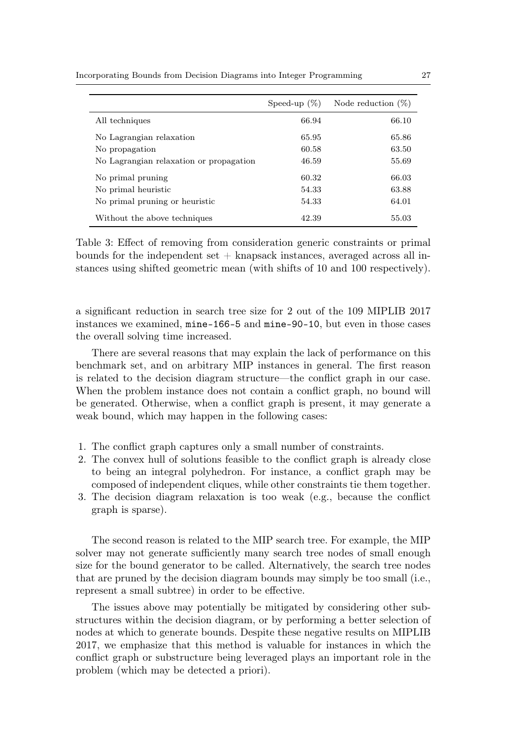| | Speed-up (%) | Node reduction (%) |
|---|---|---|
| All techniques | 66.94 | 66.10 |
| No Lagrangian relaxation | 65.95 | 65.86 |
| No propagation | 60.58 | 63.50 |
| No Lagrangian relaxation or propagation | 46.59 | 55.69 |
| No primal pruning | 60.32 | 66.03 |
| No primal heuristic | 54.33 | 63.88 |
| No primal pruning or heuristic | 54.33 | 64.01 |
| Without the above techniques | 42.39 | 55.03 |

Table 3: Effect of removing from consideration generic constraints or primal bounds for the independent set + knapsack instances, averaged across all instances using shifted geometric mean (with shifts of 10 and 100 respectively).

a significant reduction in search tree size for 2 out of the 109 MIPLIB 2017 instances we examined, `mine-166-5` and `mine-90-10`, but even in those cases the overall solving time increased.

There are several reasons that may explain the lack of performance on this benchmark set, and on arbitrary MIP instances in general. The first reason is related to the decision diagram structure—the conflict graph in our case. When the problem instance does not contain a conflict graph, no bound will be generated. Otherwise, when a conflict graph is present, it may generate a weak bound, which may happen in the following cases:

1. The conflict graph captures only a small number of constraints.
2. The convex hull of solutions feasible to the conflict graph is already close to being an integral polyhedron. For instance, a conflict graph may be composed of independent cliques, while other constraints tie them together.
3. The decision diagram relaxation is too weak (e.g., because the conflict graph is sparse).

The second reason is related to the MIP search tree. For example, the MIP solver may not generate sufficiently many search tree nodes of small enough size for the bound generator to be called. Alternatively, the search tree nodes that are pruned by the decision diagram bounds may simply be too small (i.e., represent a small subtree) in order to be effective.

The issues above may potentially be mitigated by considering other substructures within the decision diagram, or by performing a better selection of nodes at which to generate bounds. Despite these negative results on MIPLIB 2017, we emphasize that this method is valuable for instances in which the conflict graph or substructure being leveraged plays an important role in the problem (which may be detected a priori).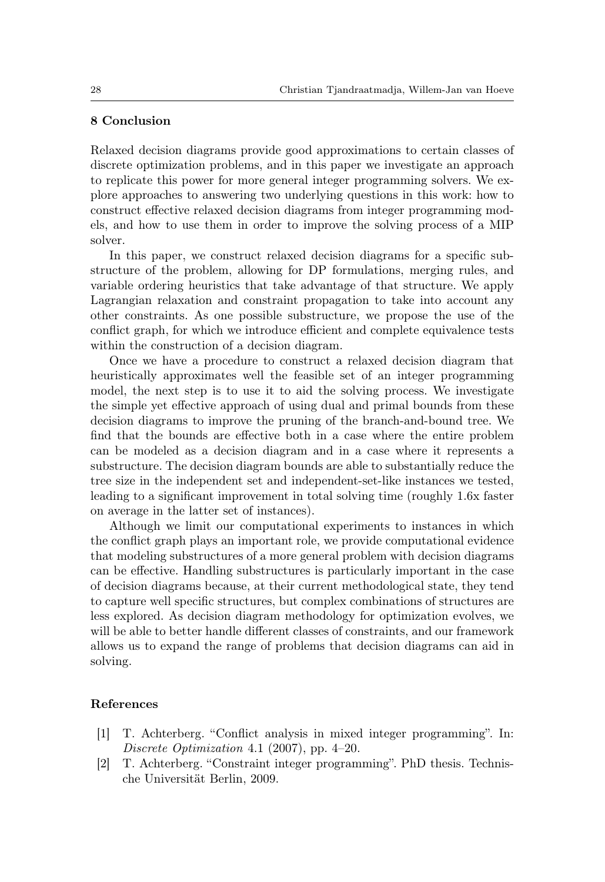## 8 Conclusion

Relaxed decision diagrams provide good approximations to certain classes of discrete optimization problems, and in this paper we investigate an approach to replicate this power for more general integer programming solvers. We explore approaches to answering two underlying questions in this work: how to construct effective relaxed decision diagrams from integer programming models, and how to use them in order to improve the solving process of a MIP solver.

In this paper, we construct relaxed decision diagrams for a specific substructure of the problem, allowing for DP formulations, merging rules, and variable ordering heuristics that take advantage of that structure. We apply Lagrangian relaxation and constraint propagation to take into account any other constraints. As one possible substructure, we propose the use of the conflict graph, for which we introduce efficient and complete equivalence tests within the construction of a decision diagram.

Once we have a procedure to construct a relaxed decision diagram that heuristically approximates well the feasible set of an integer programming model, the next step is to use it to aid the solving process. We investigate the simple yet effective approach of using dual and primal bounds from these decision diagrams to improve the pruning of the branch-and-bound tree. We find that the bounds are effective both in a case where the entire problem can be modeled as a decision diagram and in a case where it represents a substructure. The decision diagram bounds are able to substantially reduce the tree size in the independent set and independent-set-like instances we tested, leading to a significant improvement in total solving time (roughly 1.6x faster on average in the latter set of instances).

Although we limit our computational experiments to instances in which the conflict graph plays an important role, we provide computational evidence that modeling substructures of a more general problem with decision diagrams can be effective. Handling substructures is particularly important in the case of decision diagrams because, at their current methodological state, they tend to capture well specific structures, but complex combinations of structures are less explored. As decision diagram methodology for optimization evolves, we will be able to better handle different classes of constraints, and our framework allows us to expand the range of problems that decision diagrams can aid in solving.

## References

[1] T. Achterberg. "Conflict analysis in mixed integer programming". In: *Discrete Optimization* 4.1 (2007), pp. 4–20.

[2] T. Achterberg. "Constraint integer programming". PhD thesis. Technische Universität Berlin, 2009.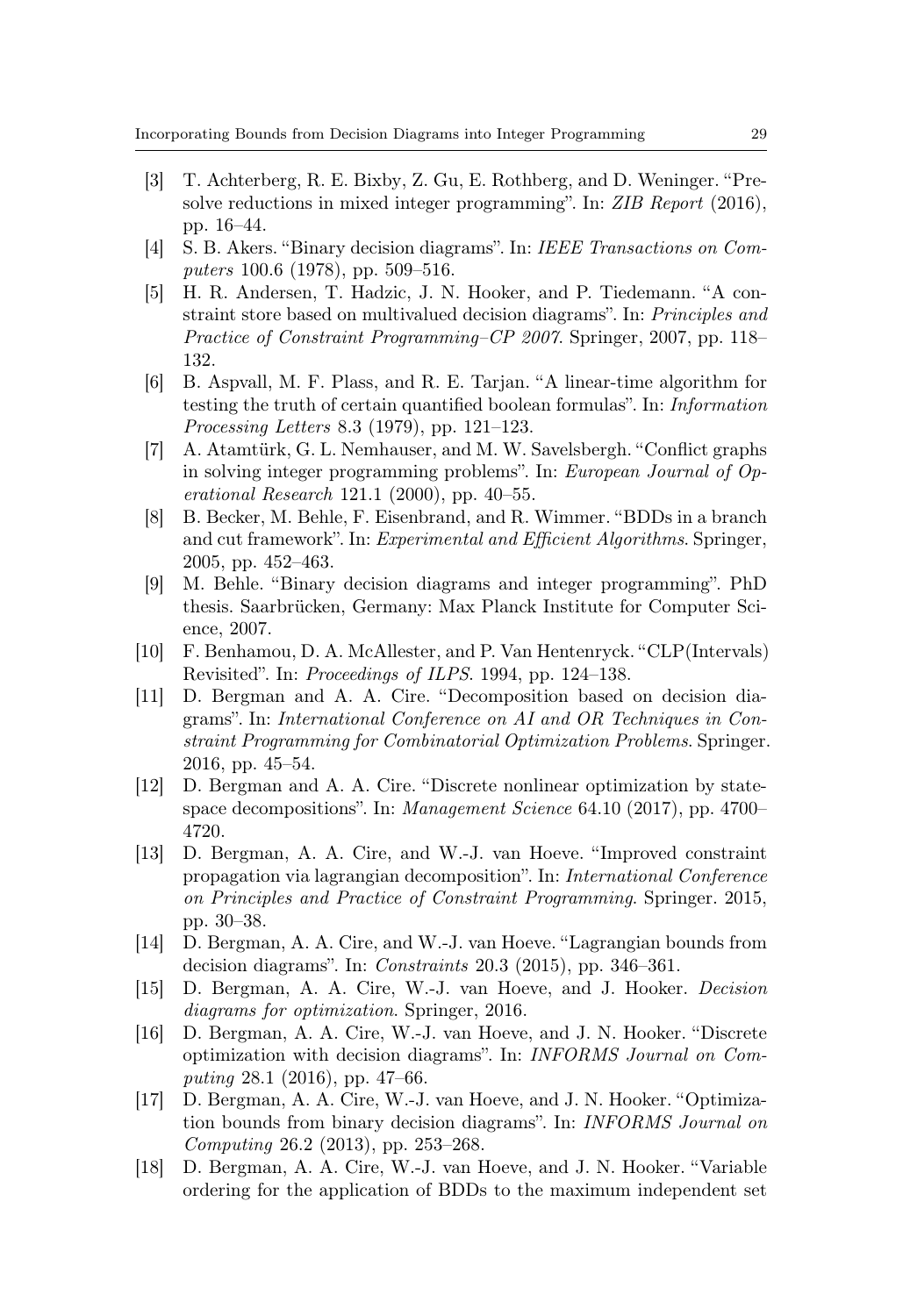[3] T. Achterberg, R. E. Bixby, Z. Gu, E. Rothberg, and D. Weninger. "Presolve reductions in mixed integer programming". In: *ZIB Report* (2016), pp. 16–44.

[4] S. B. Akers. "Binary decision diagrams". In: *IEEE Transactions on Computers* 100.6 (1978), pp. 509–516.

[5] H. R. Andersen, T. Hadzic, J. N. Hooker, and P. Tiedemann. "A constraint store based on multivalued decision diagrams". In: *Principles and Practice of Constraint Programming–CP 2007*. Springer, 2007, pp. 118–132.

[6] B. Aspvall, M. F. Plass, and R. E. Tarjan. "A linear-time algorithm for testing the truth of certain quantified boolean formulas". In: *Information Processing Letters* 8.3 (1979), pp. 121–123.

[7] A. Atamtürk, G. L. Nemhauser, and M. W. Savelsbergh. "Conflict graphs in solving integer programming problems". In: *European Journal of Operational Research* 121.1 (2000), pp. 40–55.

[8] B. Becker, M. Behle, F. Eisenbrand, and R. Wimmer. "BDDs in a branch and cut framework". In: *Experimental and Efficient Algorithms*. Springer, 2005, pp. 452–463.

[9] M. Behle. "Binary decision diagrams and integer programming". PhD thesis. Saarbrücken, Germany: Max Planck Institute for Computer Science, 2007.

[10] F. Benhamou, D. A. McAllester, and P. Van Hentenryck. "CLP(Intervals) Revisited". In: *Proceedings of ILPS*. 1994, pp. 124–138.

[11] D. Bergman and A. A. Cire. "Decomposition based on decision diagrams". In: *International Conference on AI and OR Techniques in Constraint Programming for Combinatorial Optimization Problems*. Springer. 2016, pp. 45–54.

[12] D. Bergman and A. A. Cire. "Discrete nonlinear optimization by state-space decompositions". In: *Management Science* 64.10 (2017), pp. 4700–4720.

[13] D. Bergman, A. A. Cire, and W.-J. van Hoeve. "Improved constraint propagation via lagrangian decomposition". In: *International Conference on Principles and Practice of Constraint Programming*. Springer. 2015, pp. 30–38.

[14] D. Bergman, A. A. Cire, and W.-J. van Hoeve. "Lagrangian bounds from decision diagrams". In: *Constraints* 20.3 (2015), pp. 346–361.

[15] D. Bergman, A. A. Cire, W.-J. van Hoeve, and J. Hooker. *Decision diagrams for optimization*. Springer, 2016.

[16] D. Bergman, A. A. Cire, W.-J. van Hoeve, and J. N. Hooker. "Discrete optimization with decision diagrams". In: *INFORMS Journal on Computing* 28.1 (2016), pp. 47–66.

[17] D. Bergman, A. A. Cire, W.-J. van Hoeve, and J. N. Hooker. "Optimization bounds from binary decision diagrams". In: *INFORMS Journal on Computing* 26.2 (2013), pp. 253–268.

[18] D. Bergman, A. A. Cire, W.-J. van Hoeve, and J. N. Hooker. "Variable ordering for the application of BDDs to the maximum independent set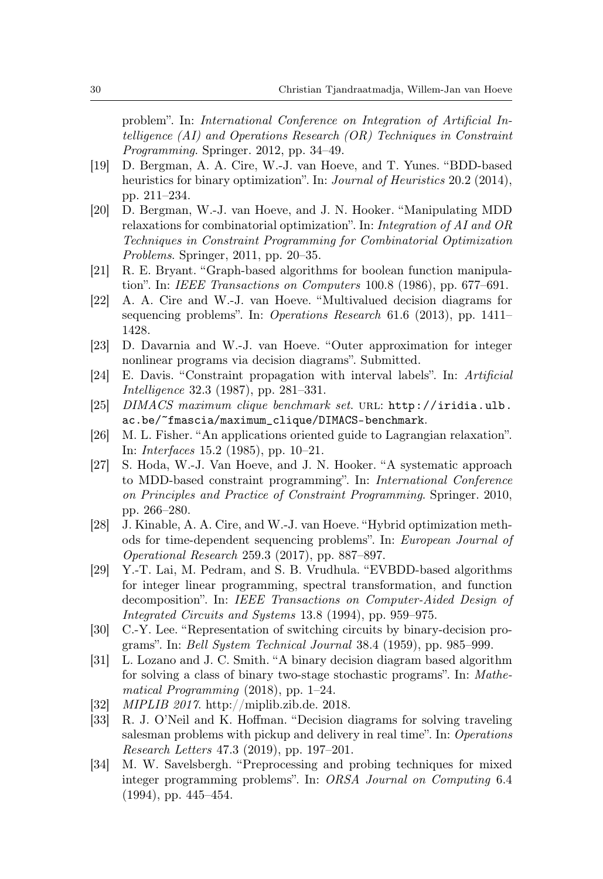problem". In: *International Conference on Integration of Artificial Intelligence (AI) and Operations Research (OR) Techniques in Constraint Programming*. Springer. 2012, pp. 34–49.

[19] D. Bergman, A. A. Cire, W.-J. van Hoeve, and T. Yunes. "BDD-based heuristics for binary optimization". In: *Journal of Heuristics* 20.2 (2014), pp. 211–234.

[20] D. Bergman, W.-J. van Hoeve, and J. N. Hooker. "Manipulating MDD relaxations for combinatorial optimization". In: *Integration of AI and OR Techniques in Constraint Programming for Combinatorial Optimization Problems*. Springer, 2011, pp. 20–35.

[21] R. E. Bryant. "Graph-based algorithms for boolean function manipulation". In: *IEEE Transactions on Computers* 100.8 (1986), pp. 677–691.

[22] A. A. Cire and W.-J. van Hoeve. "Multivalued decision diagrams for sequencing problems". In: *Operations Research* 61.6 (2013), pp. 1411–1428.

[23] D. Davarnia and W.-J. van Hoeve. "Outer approximation for integer nonlinear programs via decision diagrams". Submitted.

[24] E. Davis. "Constraint propagation with interval labels". In: *Artificial Intelligence* 32.3 (1987), pp. 281–331.

[25] *DIMACS maximum clique benchmark set*. URL: `http://iridia.ulb.ac.be/~fmascia/maximum_clique/DIMACS-benchmark`.

[26] M. L. Fisher. "An applications oriented guide to Lagrangian relaxation". In: *Interfaces* 15.2 (1985), pp. 10–21.

[27] S. Hoda, W.-J. Van Hoeve, and J. N. Hooker. "A systematic approach to MDD-based constraint programming". In: *International Conference on Principles and Practice of Constraint Programming*. Springer. 2010, pp. 266–280.

[28] J. Kinable, A. A. Cire, and W.-J. van Hoeve. "Hybrid optimization methods for time-dependent sequencing problems". In: *European Journal of Operational Research* 259.3 (2017), pp. 887–897.

[29] Y.-T. Lai, M. Pedram, and S. B. Vrudhula. "EVBDD-based algorithms for integer linear programming, spectral transformation, and function decomposition". In: *IEEE Transactions on Computer-Aided Design of Integrated Circuits and Systems* 13.8 (1994), pp. 959–975.

[30] C.-Y. Lee. "Representation of switching circuits by binary-decision programs". In: *Bell System Technical Journal* 38.4 (1959), pp. 985–999.

[31] L. Lozano and J. C. Smith. "A binary decision diagram based algorithm for solving a class of binary two-stage stochastic programs". In: *Mathematical Programming* (2018), pp. 1–24.

[32] *MIPLIB 2017*. http://miplib.zib.de. 2018.

[33] R. J. O'Neil and K. Hoffman. "Decision diagrams for solving traveling salesman problems with pickup and delivery in real time". In: *Operations Research Letters* 47.3 (2019), pp. 197–201.

[34] M. W. Savelsbergh. "Preprocessing and probing techniques for mixed integer programming problems". In: *ORSA Journal on Computing* 6.4 (1994), pp. 445–454.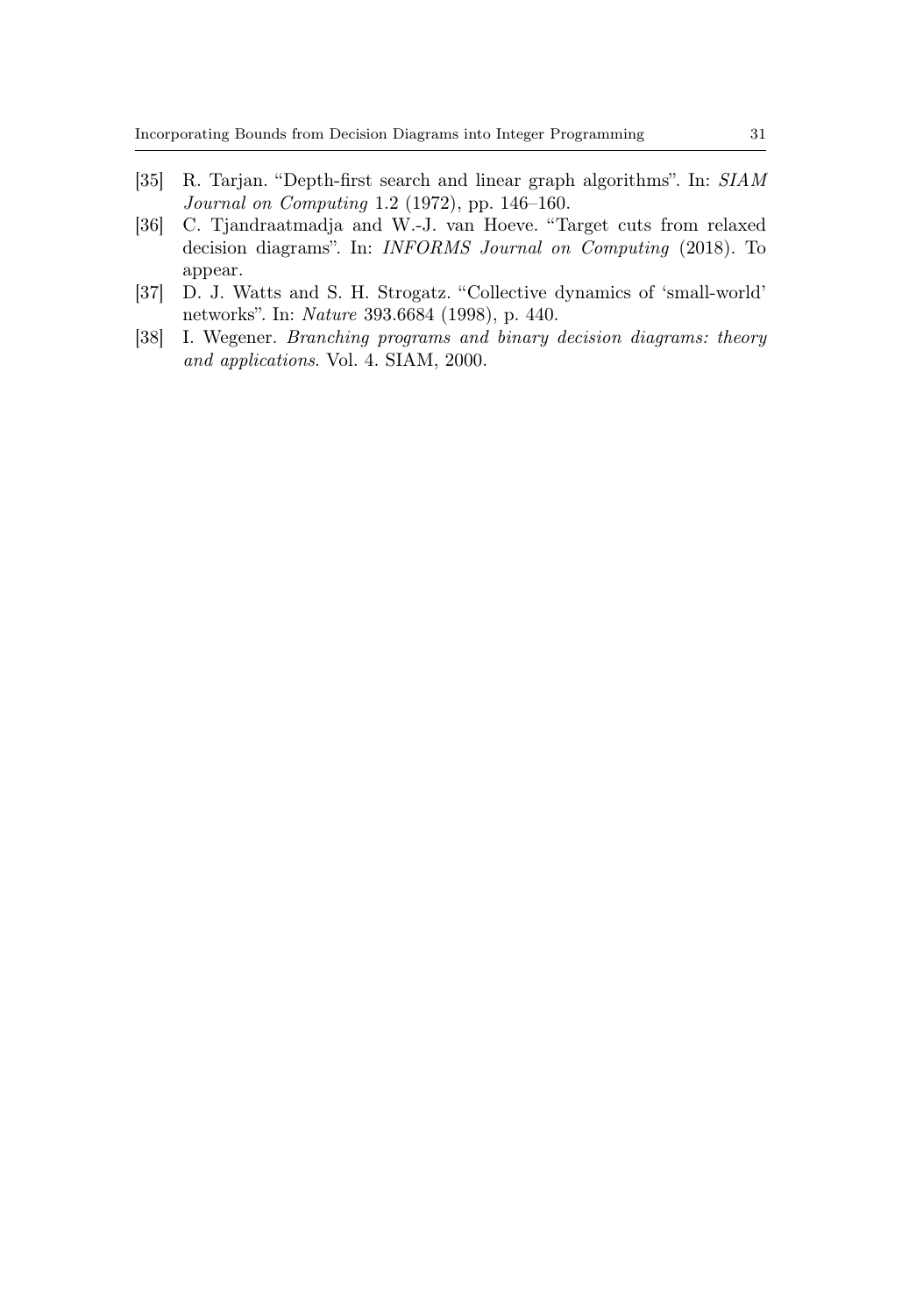[35] R. Tarjan. "Depth-first search and linear graph algorithms". In: *SIAM Journal on Computing* 1.2 (1972), pp. 146–160.

[36] C. Tjandraatmadja and W.-J. van Hoeve. "Target cuts from relaxed decision diagrams". In: *INFORMS Journal on Computing* (2018). To appear.

[37] D. J. Watts and S. H. Strogatz. "Collective dynamics of 'small-world' networks". In: *Nature* 393.6684 (1998), p. 440.

[38] I. Wegener. *Branching programs and binary decision diagrams: theory and applications*. Vol. 4. SIAM, 2000.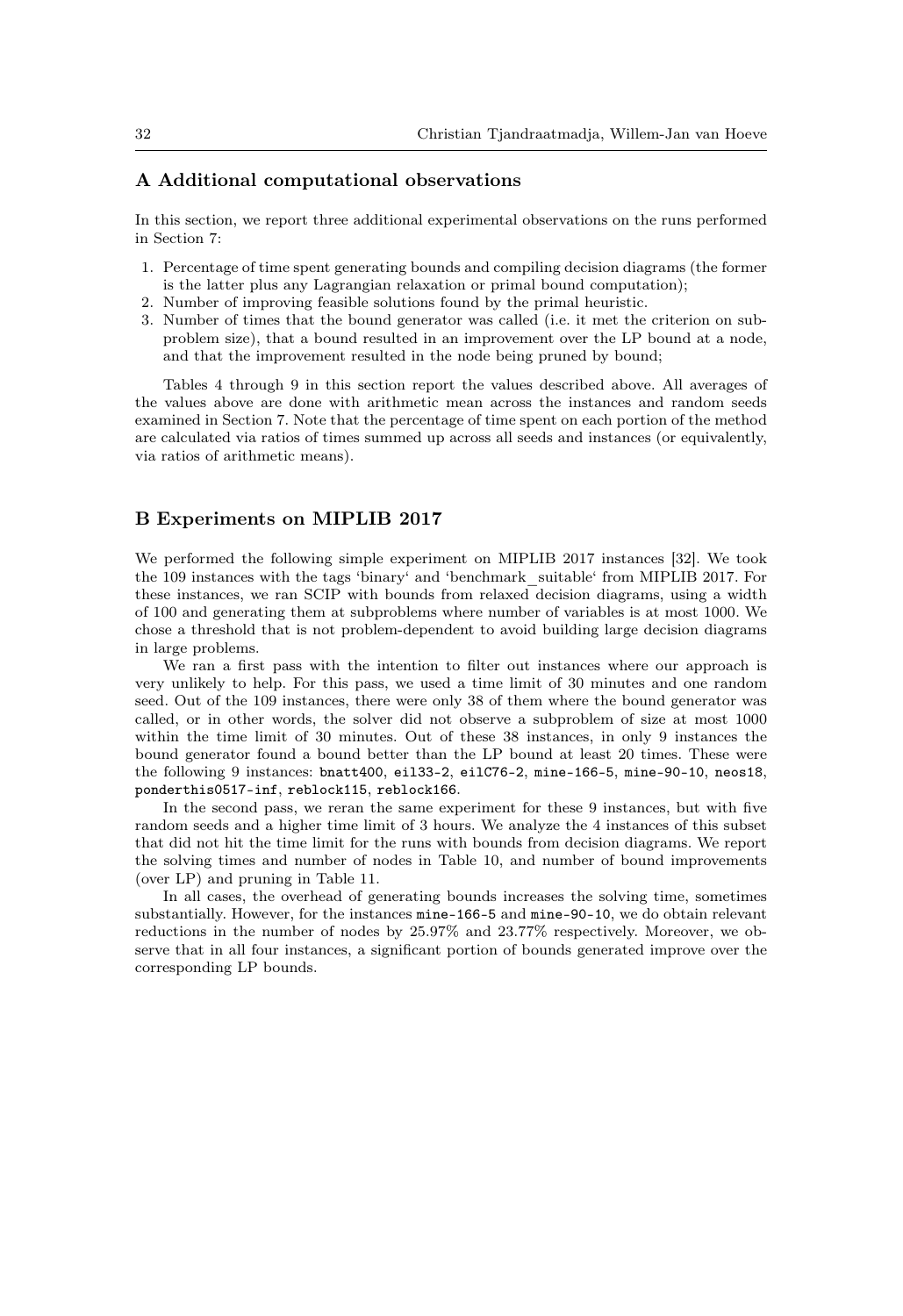## A Additional computational observations

In this section, we report three additional experimental observations on the runs performed in Section 7:

1. Percentage of time spent generating bounds and compiling decision diagrams (the former is the latter plus any Lagrangian relaxation or primal bound computation);
2. Number of improving feasible solutions found by the primal heuristic.
3. Number of times that the bound generator was called (i.e. it met the criterion on subproblem size), that a bound resulted in an improvement over the LP bound at a node, and that the improvement resulted in the node being pruned by bound;

Tables 4 through 9 in this section report the values described above. All averages of the values above are done with arithmetic mean across the instances and random seeds examined in Section 7. Note that the percentage of time spent on each portion of the method are calculated via ratios of times summed up across all seeds and instances (or equivalently, via ratios of arithmetic means).

## B Experiments on MIPLIB 2017

We performed the following simple experiment on MIPLIB 2017 instances [32]. We took the 109 instances with the tags 'binary' and 'benchmark_suitable' from MIPLIB 2017. For these instances, we ran SCIP with bounds from relaxed decision diagrams, using a width of 100 and generating them at subproblems where number of variables is at most 1000. We chose a threshold that is not problem-dependent to avoid building large decision diagrams in large problems.

We ran a first pass with the intention to filter out instances where our approach is very unlikely to help. For this pass, we used a time limit of 30 minutes and one random seed. Out of the 109 instances, there were only 38 of them where the bound generator was called, or in other words, the solver did not observe a subproblem of size at most 1000 within the time limit of 30 minutes. Out of these 38 instances, in only 9 instances the bound generator found a bound better than the LP bound at least 20 times. These were the following 9 instances: `bnatt400`, `eil33-2`, `eilC76-2`, `mine-166-5`, `mine-90-10`, `neos18`, `ponderthis0517-inf`, `reblock115`, `reblock166`.

In the second pass, we reran the same experiment for these 9 instances, but with five random seeds and a higher time limit of 3 hours. We analyze the 4 instances of this subset that did not hit the time limit for the runs with bounds from decision diagrams. We report the solving times and number of nodes in Table 10, and number of bound improvements (over LP) and pruning in Table 11.

In all cases, the overhead of generating bounds increases the solving time, sometimes substantially. However, for the instances `mine-166-5` and `mine-90-10`, we do obtain relevant reductions in the number of nodes by 25.97% and 23.77% respectively. Moreover, we observe that in all four instances, a significant portion of bounds generated improve over the corresponding LP bounds.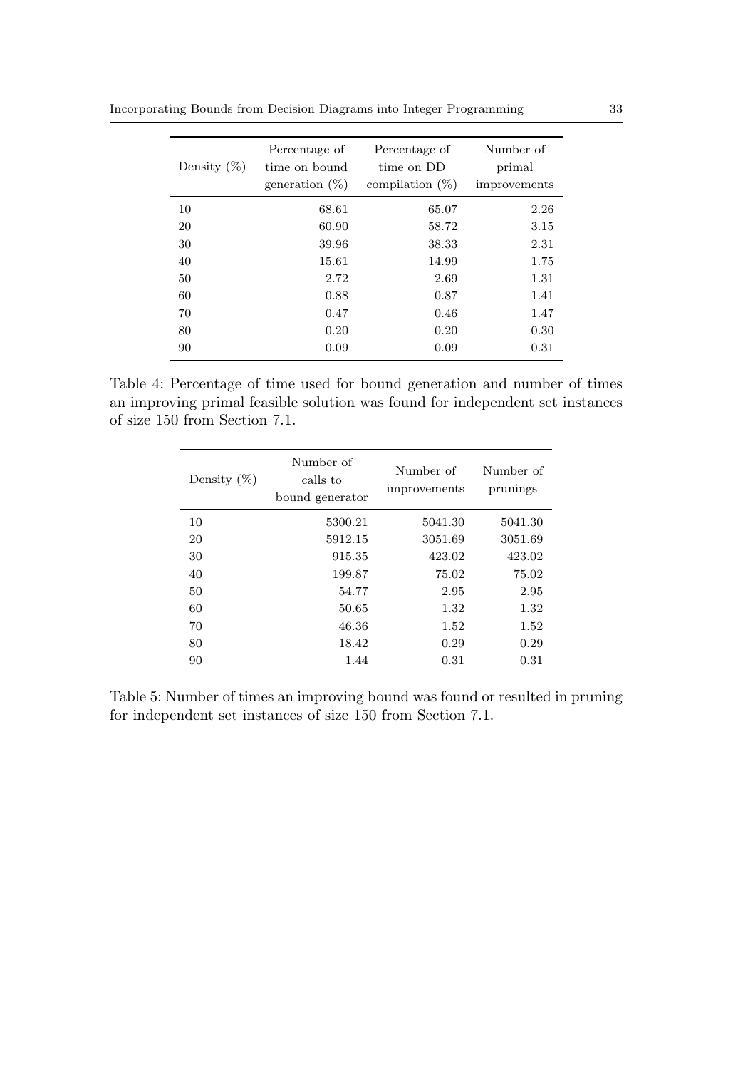| Density (%) | Percentage of time on bound generation (%) | Percentage of time on DD compilation (%) | Number of primal improvements |
|---|---|---|---|
| 10 | 68.61 | 65.07 | 2.26 |
| 20 | 60.90 | 58.72 | 3.15 |
| 30 | 39.96 | 38.33 | 2.31 |
| 40 | 15.61 | 14.99 | 1.75 |
| 50 | 2.72 | 2.69 | 1.31 |
| 60 | 0.88 | 0.87 | 1.41 |
| 70 | 0.47 | 0.46 | 1.47 |
| 80 | 0.20 | 0.20 | 0.30 |
| 90 | 0.09 | 0.09 | 0.31 |

Table 4: Percentage of time used for bound generation and number of times an improving primal feasible solution was found for independent set instances of size 150 from Section 7.1.

| Density (%) | Number of calls to bound generator | Number of improvements | Number of prunings |
|---|---|---|---|
| 10 | 5300.21 | 5041.30 | 5041.30 |
| 20 | 5912.15 | 3051.69 | 3051.69 |
| 30 | 915.35 | 423.02 | 423.02 |
| 40 | 199.87 | 75.02 | 75.02 |
| 50 | 54.77 | 2.95 | 2.95 |
| 60 | 50.65 | 1.32 | 1.32 |
| 70 | 46.36 | 1.52 | 1.52 |
| 80 | 18.42 | 0.29 | 0.29 |
| 90 | 1.44 | 0.31 | 0.31 |

Table 5: Number of times an improving bound was found or resulted in pruning for independent set instances of size 150 from Section 7.1.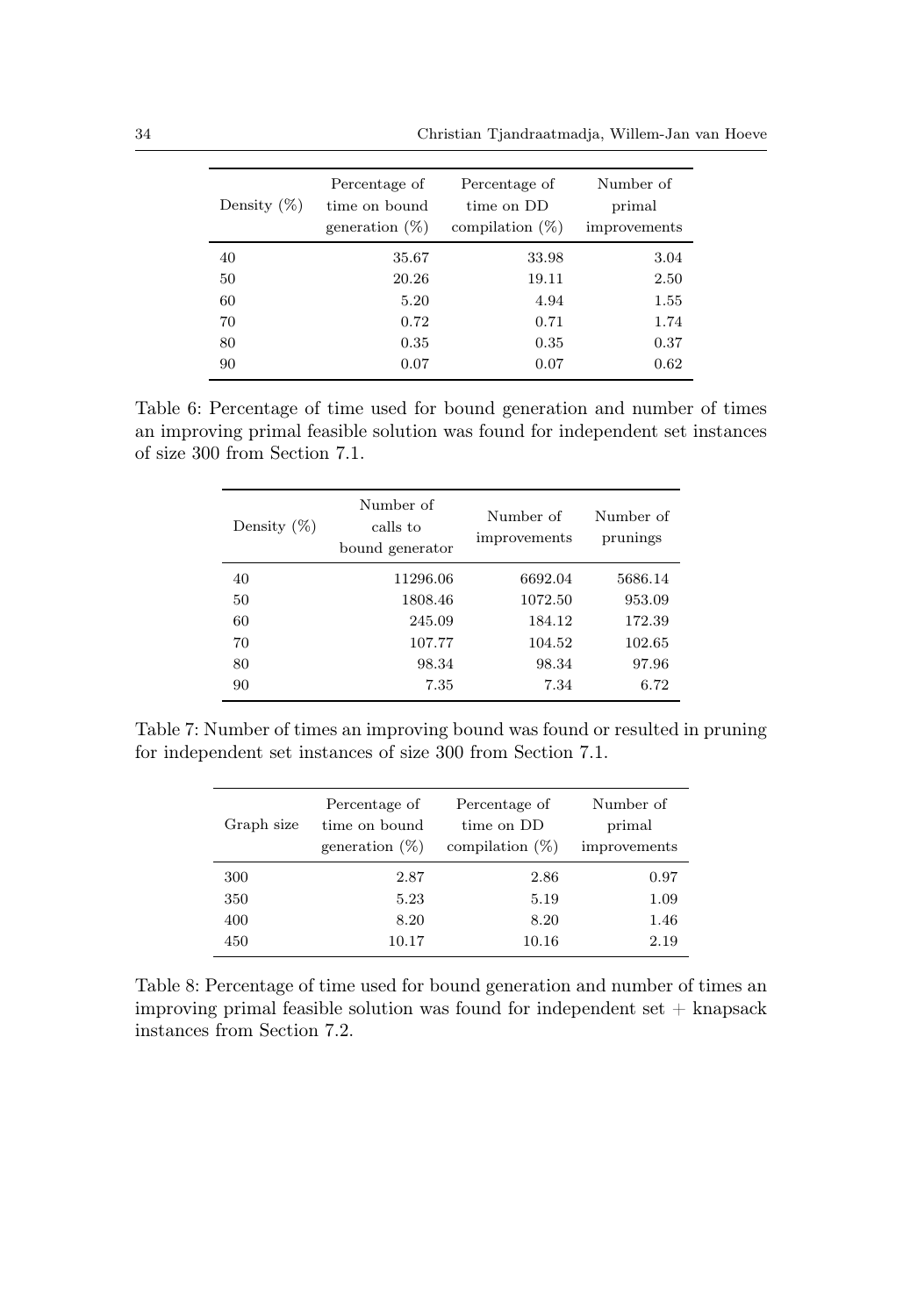| Density (%) | Percentage of time on bound generation (%) | Percentage of time on DD compilation (%) | Number of primal improvements |
|---|---|---|---|
| 40 | 35.67 | 33.98 | 3.04 |
| 50 | 20.26 | 19.11 | 2.50 |
| 60 | 5.20 | 4.94 | 1.55 |
| 70 | 0.72 | 0.71 | 1.74 |
| 80 | 0.35 | 0.35 | 0.37 |
| 90 | 0.07 | 0.07 | 0.62 |

Table 6: Percentage of time used for bound generation and number of times an improving primal feasible solution was found for independent set instances of size 300 from Section 7.1.

| Density (%) | Number of calls to bound generator | Number of improvements | Number of prunings |
|---|---|---|---|
| 40 | 11296.06 | 6692.04 | 5686.14 |
| 50 | 1808.46 | 1072.50 | 953.09 |
| 60 | 245.09 | 184.12 | 172.39 |
| 70 | 107.77 | 104.52 | 102.65 |
| 80 | 98.34 | 98.34 | 97.96 |
| 90 | 7.35 | 7.34 | 6.72 |

Table 7: Number of times an improving bound was found or resulted in pruning for independent set instances of size 300 from Section 7.1.

| Graph size | Percentage of time on bound generation (%) | Percentage of time on DD compilation (%) | Number of primal improvements |
|---|---|---|---|
| 300 | 2.87 | 2.86 | 0.97 |
| 350 | 5.23 | 5.19 | 1.09 |
| 400 | 8.20 | 8.20 | 1.46 |
| 450 | 10.17 | 10.16 | 2.19 |

Table 8: Percentage of time used for bound generation and number of times an improving primal feasible solution was found for independent set + knapsack instances from Section 7.2.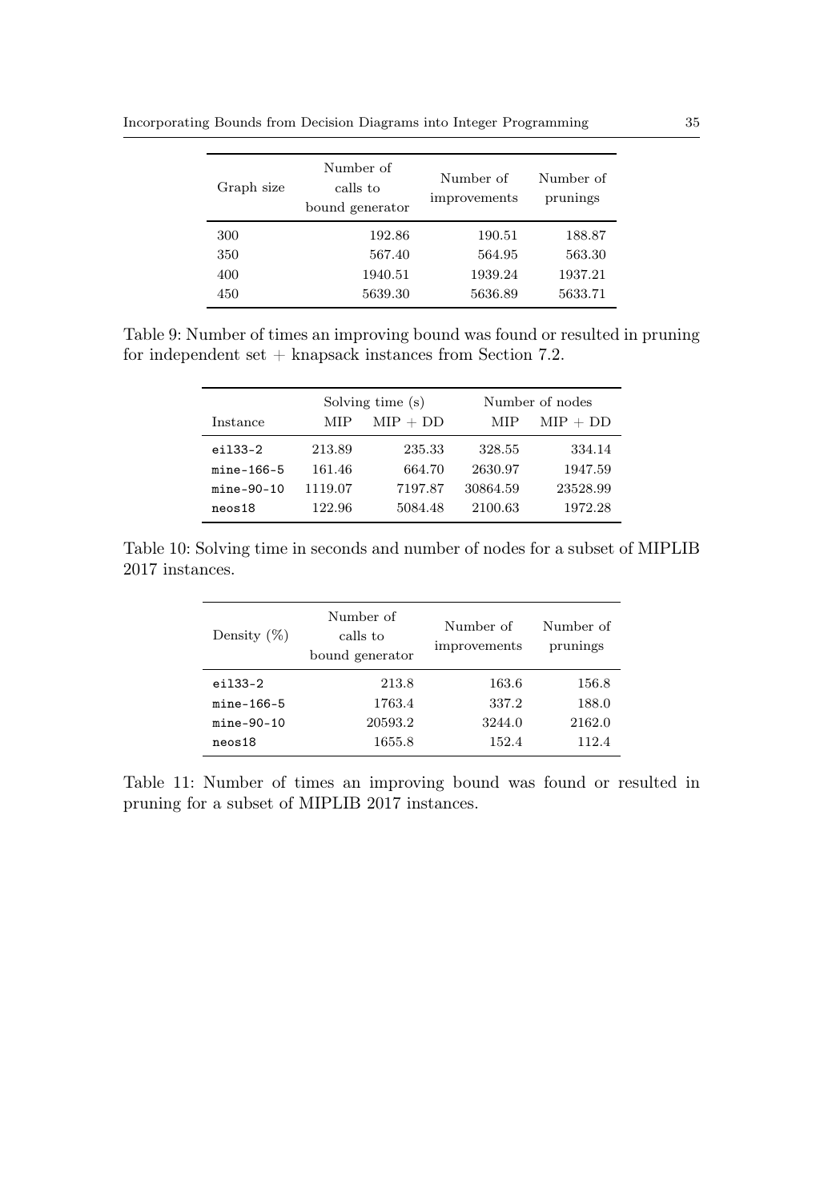| Graph size | Number of calls to bound generator | Number of improvements | Number of prunings |
|---|---|---|---|
| 300 | 192.86 | 190.51 | 188.87 |
| 350 | 567.40 | 564.95 | 563.30 |
| 400 | 1940.51 | 1939.24 | 1937.21 |
| 450 | 5639.30 | 5636.89 | 5633.71 |

Table 9: Number of times an improving bound was found or resulted in pruning for independent set + knapsack instances from Section 7.2.

| | Solving time (s) | | Number of nodes | |
|---|---|---|---|---|
| Instance | MIP | MIP + DD | MIP | MIP + DD |
| eil33-2 | 213.89 | 235.33 | 328.55 | 334.14 |
| mine-166-5 | 161.46 | 664.70 | 2630.97 | 1947.59 |
| mine-90-10 | 1119.07 | 7197.87 | 30864.59 | 23528.99 |
| neos18 | 122.96 | 5084.48 | 2100.63 | 1972.28 |

Table 10: Solving time in seconds and number of nodes for a subset of MIPLIB 2017 instances.

| Density (%) | Number of calls to bound generator | Number of improvements | Number of prunings |
|---|---|---|---|
| eil33-2 | 213.8 | 163.6 | 156.8 |
| mine-166-5 | 1763.4 | 337.2 | 188.0 |
| mine-90-10 | 20593.2 | 3244.0 | 2162.0 |
| neos18 | 1655.8 | 152.4 | 112.4 |

Table 11: Number of times an improving bound was found or resulted in pruning for a subset of MIPLIB 2017 instances.